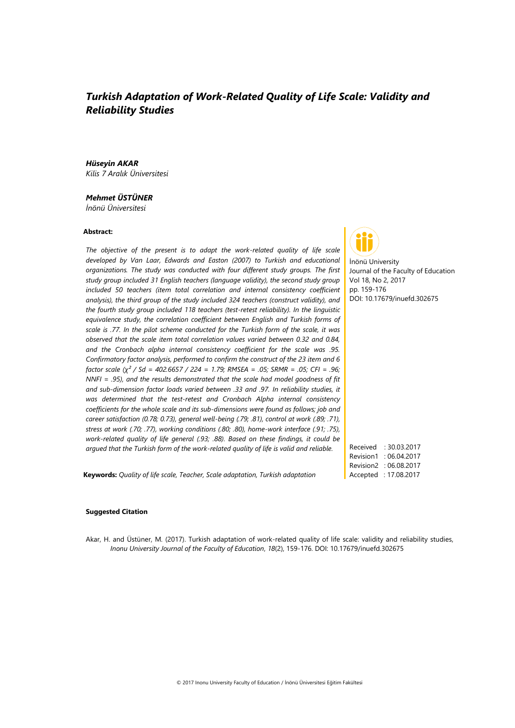# *Turkish Adaptation of Work-Related Quality of Life Scale: Validity and Reliability Studies*

***Hüseyin AKAR***
*Kilis 7 Aralık Üniversitesi*

***Mehmet ÜSTÜNER***
*İnönü Üniversitesi*

**Abstract:**

*The objective of the present is to adapt the work-related quality of life scale developed by Van Laar, Edwards and Easton (2007) to Turkish and educational organizations. The study was conducted with four different study groups. The first study group included 31 English teachers (language validity), the second study group included 50 teachers (item total correlation and internal consistency coefficient analysis), the third group of the study included 324 teachers (construct validity), and the fourth study group included 118 teachers (test-retest reliability). In the linguistic equivalence study, the correlation coefficient between English and Turkish forms of scale is .77. In the pilot scheme conducted for the Turkish form of the scale, it was observed that the scale item total correlation values varied between 0.32 and 0.84, and the Cronbach alpha internal consistency coefficient for the scale was .95. Confirmatory factor analysis, performed to confirm the construct of the 23 item and 6 factor scale ($\chi^2$ / Sd = 402.6657 / 224 = 1.79; RMSEA = .05; SRMR = .05; CFI = .96; NNFI = .95), and the results demonstrated that the scale had model goodness of fit and sub-dimension factor loads varied between .33 and .97. In reliability studies, it was determined that the test-retest and Cronbach Alpha internal consistency coefficients for the whole scale and its sub-dimensions were found as follows; job and career satisfaction (0.78; 0.73), general well-being (.79; .81), control at work (.89; .71), stress at work (.70; .77), working conditions (.80; .80), home-work interface (.91; .75), work-related quality of life general (.93; .88). Based on these findings, it could be argued that the Turkish form of the work-related quality of life is valid and reliable.*

**Keywords:** *Quality of life scale, Teacher, Scale adaptation, Turkish adaptation*

İnönü University
Journal of the Faculty of Education
Vol 18, No 2, 2017
pp. 159-176
DOI: 10.17679/inuefd.302675

Received : 30.03.2017
Revision1 : 06.04.2017
Revision2 : 06.08.2017
Accepted : 17.08.2017

**Suggested Citation**

Akar, H. and Üstüner, M. (2017). Turkish adaptation of work-related quality of life scale: validity and reliability studies, *Inonu University Journal of the Faculty of Education*, *18*(2), 159-176. DOI: 10.17679/inuefd.302675

© 2017 Inonu University Faculty of Education / İnönü Üniversitesi Eğitim Fakültesi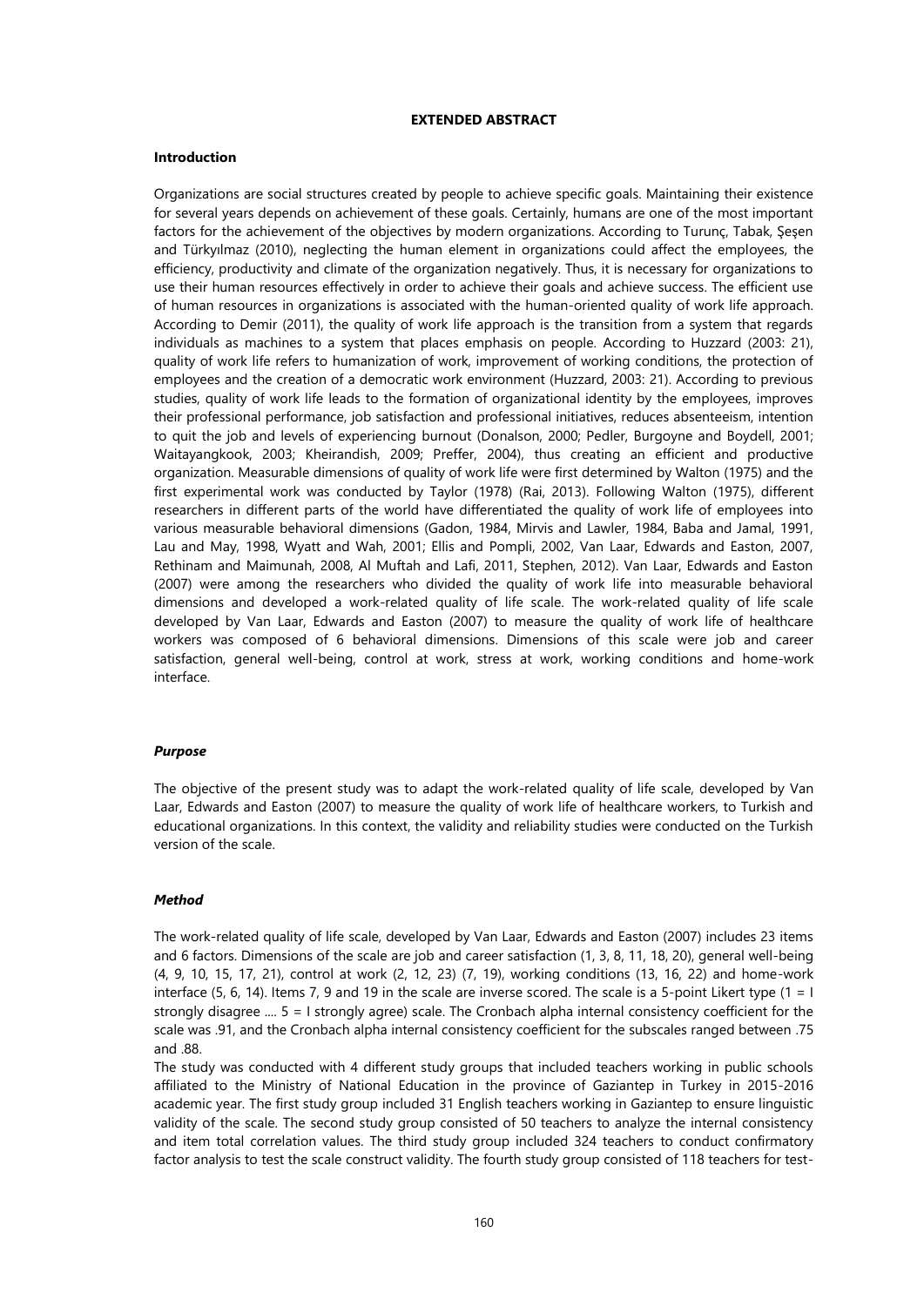**EXTENDED ABSTRACT**

**Introduction**

Organizations are social structures created by people to achieve specific goals. Maintaining their existence for several years depends on achievement of these goals. Certainly, humans are one of the most important factors for the achievement of the objectives by modern organizations. According to Turunç, Tabak, Şeşen and Türkyılmaz (2010), neglecting the human element in organizations could affect the employees, the efficiency, productivity and climate of the organization negatively. Thus, it is necessary for organizations to use their human resources effectively in order to achieve their goals and achieve success. The efficient use of human resources in organizations is associated with the human-oriented quality of work life approach. According to Demir (2011), the quality of work life approach is the transition from a system that regards individuals as machines to a system that places emphasis on people. According to Huzzard (2003: 21), quality of work life refers to humanization of work, improvement of working conditions, the protection of employees and the creation of a democratic work environment (Huzzard, 2003: 21). According to previous studies, quality of work life leads to the formation of organizational identity by the employees, improves their professional performance, job satisfaction and professional initiatives, reduces absenteeism, intention to quit the job and levels of experiencing burnout (Donalson, 2000; Pedler, Burgoyne and Boydell, 2001; Waitayangkook, 2003; Kheirandish, 2009; Preffer, 2004), thus creating an efficient and productive organization. Measurable dimensions of quality of work life were first determined by Walton (1975) and the first experimental work was conducted by Taylor (1978) (Rai, 2013). Following Walton (1975), different researchers in different parts of the world have differentiated the quality of work life of employees into various measurable behavioral dimensions (Gadon, 1984, Mirvis and Lawler, 1984, Baba and Jamal, 1991, Lau and May, 1998, Wyatt and Wah, 2001; Ellis and Pompli, 2002, Van Laar, Edwards and Easton, 2007, Rethinam and Maimunah, 2008, Al Muftah and Lafi, 2011, Stephen, 2012). Van Laar, Edwards and Easton (2007) were among the researchers who divided the quality of work life into measurable behavioral dimensions and developed a work-related quality of life scale. The work-related quality of life scale developed by Van Laar, Edwards and Easton (2007) to measure the quality of work life of healthcare workers was composed of 6 behavioral dimensions. Dimensions of this scale were job and career satisfaction, general well-being, control at work, stress at work, working conditions and home-work interface.

***Purpose***

The objective of the present study was to adapt the work-related quality of life scale, developed by Van Laar, Edwards and Easton (2007) to measure the quality of work life of healthcare workers, to Turkish and educational organizations. In this context, the validity and reliability studies were conducted on the Turkish version of the scale.

***Method***

The work-related quality of life scale, developed by Van Laar, Edwards and Easton (2007) includes 23 items and 6 factors. Dimensions of the scale are job and career satisfaction (1, 3, 8, 11, 18, 20), general well-being (4, 9, 10, 15, 17, 21), control at work (2, 12, 23) (7, 19), working conditions (13, 16, 22) and home-work interface (5, 6, 14). Items 7, 9 and 19 in the scale are inverse scored. The scale is a 5-point Likert type (1 = I strongly disagree .... 5 = I strongly agree) scale. The Cronbach alpha internal consistency coefficient for the scale was .91, and the Cronbach alpha internal consistency coefficient for the subscales ranged between .75 and .88.

The study was conducted with 4 different study groups that included teachers working in public schools affiliated to the Ministry of National Education in the province of Gaziantep in Turkey in 2015-2016 academic year. The first study group included 31 English teachers working in Gaziantep to ensure linguistic validity of the scale. The second study group consisted of 50 teachers to analyze the internal consistency and item total correlation values. The third study group included 324 teachers to conduct confirmatory factor analysis to test the scale construct validity. The fourth study group consisted of 118 teachers for test-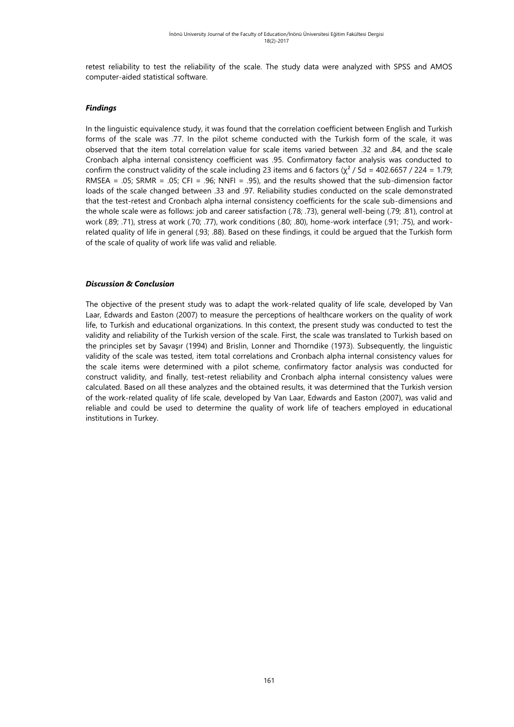retest reliability to test the reliability of the scale. The study data were analyzed with SPSS and AMOS computer-aided statistical software.

### *Findings*

In the linguistic equivalence study, it was found that the correlation coefficient between English and Turkish forms of the scale was .77. In the pilot scheme conducted with the Turkish form of the scale, it was observed that the item total correlation value for scale items varied between .32 and .84, and the scale Cronbach alpha internal consistency coefficient was .95. Confirmatory factor analysis was conducted to confirm the construct validity of the scale including 23 items and 6 factors ($\chi^2$ / Sd = 402.6657 / 224 = 1.79; RMSEA = .05; SRMR = .05; CFI = .96; NNFI = .95), and the results showed that the sub-dimension factor loads of the scale changed between .33 and .97. Reliability studies conducted on the scale demonstrated that the test-retest and Cronbach alpha internal consistency coefficients for the scale sub-dimensions and the whole scale were as follows: job and career satisfaction (.78; .73), general well-being (.79; .81), control at work (.89; .71), stress at work (.70; .77), work conditions (.80; .80), home-work interface (.91; .75), and work-related quality of life in general (.93; .88). Based on these findings, it could be argued that the Turkish form of the scale of quality of work life was valid and reliable.

### *Discussion & Conclusion*

The objective of the present study was to adapt the work-related quality of life scale, developed by Van Laar, Edwards and Easton (2007) to measure the perceptions of healthcare workers on the quality of work life, to Turkish and educational organizations. In this context, the present study was conducted to test the validity and reliability of the Turkish version of the scale. First, the scale was translated to Turkish based on the principles set by Savaşır (1994) and Brislin, Lonner and Thorndike (1973). Subsequently, the linguistic validity of the scale was tested, item total correlations and Cronbach alpha internal consistency values for the scale items were determined with a pilot scheme, confirmatory factor analysis was conducted for construct validity, and finally, test-retest reliability and Cronbach alpha internal consistency values were calculated. Based on all these analyzes and the obtained results, it was determined that the Turkish version of the work-related quality of life scale, developed by Van Laar, Edwards and Easton (2007), was valid and reliable and could be used to determine the quality of work life of teachers employed in educational institutions in Turkey.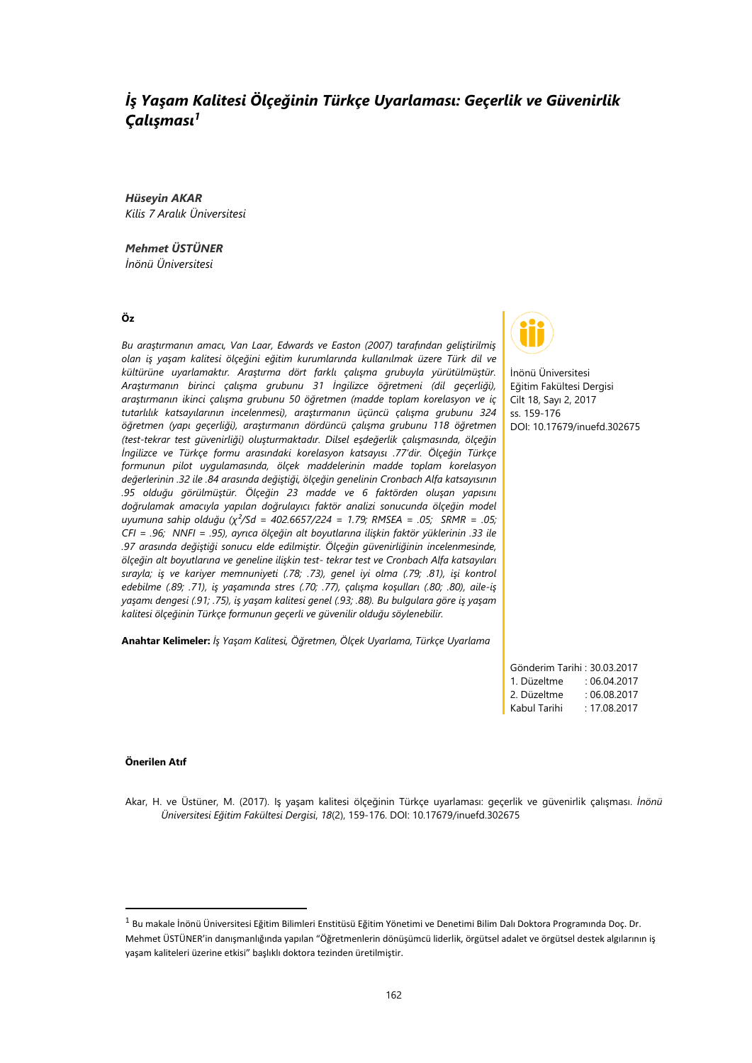# *İş Yaşam Kalitesi Ölçeğinin Türkçe Uyarlaması: Geçerlik ve Güvenirlik Çalışması*[1]

***Hüseyin AKAR***
*Kilis 7 Aralık Üniversitesi*

***Mehmet ÜSTÜNER***
*İnönü Üniversitesi*

**Öz**

*Bu araştırmanın amacı, Van Laar, Edwards ve Easton (2007) tarafından geliştirilmiş olan iş yaşam kalitesi ölçeğini eğitim kurumlarında kullanılmak üzere Türk dil ve kültürüne uyarlamaktır. Araştırma dört farklı çalışma grubuyla yürütülmüştür. Araştırmanın birinci çalışma grubunu 31 İngilizce öğretmeni (dil geçerliği), araştırmanın ikinci çalışma grubunu 50 öğretmen (madde toplam korelasyon ve iç tutarlılık katsayılarının incelenmesi), araştırmanın üçüncü çalışma grubunu 324 öğretmen (yapı geçerliği), araştırmanın dördüncü çalışma grubunu 118 öğretmen (test-tekrar test güvenirliği) oluşturmaktadır. Dilsel eşdeğerlik çalışmasında, ölçeğin İngilizce ve Türkçe formu arasındaki korelasyon katsayısı .77'dir. Ölçeğin Türkçe formunun pilot uygulamasında, ölçek maddelerinin madde toplam korelasyon değerlerinin .32 ile .84 arasında değiştiği, ölçeğin genelinin Cronbach Alfa katsayısının .95 olduğu görülmüştür. Ölçeğin 23 madde ve 6 faktörden oluşan yapısını doğrulamak amacıyla yapılan doğrulayıcı faktör analizi sonucunda ölçeğin model uyumuna sahip olduğu ($\chi^2/Sd$ = 402.6657/224 = 1.79; RMSEA = .05; SRMR = .05; CFI = .96; NNFI = .95), ayrıca ölçeğin alt boyutlarına ilişkin faktör yüklerinin .33 ile .97 arasında değiştiği sonucu elde edilmiştir. Ölçeğin güvenirliğinin incelenmesinde, ölçeğin alt boyutlarına ve geneline ilişkin test- tekrar test ve Cronbach Alfa katsayıları sırayla; iş ve kariyer memnuniyeti (.78; .73), genel iyi olma (.79; .81), işi kontrol edebilme (.89; .71), iş yaşamında stres (.70; .77), çalışma koşulları (.80; .80), aile-iş yaşamı dengesi (.91; .75), iş yaşam kalitesi genel (.93; .88). Bu bulgulara göre iş yaşam kalitesi ölçeğinin Türkçe formunun geçerli ve güvenilir olduğu söylenebilir.*

**Anahtar Kelimeler:** *İş Yaşam Kalitesi, Öğretmen, Ölçek Uyarlama, Türkçe Uyarlama*

İnönü Üniversitesi
Eğitim Fakültesi Dergisi
Cilt 18, Sayı 2, 2017
ss. 159-176
DOI: 10.17679/inuefd.302675

Gönderim Tarihi : 30.03.2017
1. Düzeltme : 06.04.2017
2. Düzeltme : 06.08.2017
Kabul Tarihi : 17.08.2017

**Önerilen Atıf**

Akar, H. ve Üstüner, M. (2017). Iş yaşam kalitesi ölçeğinin Türkçe uyarlaması: geçerlik ve güvenirlik çalışması. *İnönü Üniversitesi Eğitim Fakültesi Dergisi*, *18*(2), 159-176. DOI: 10.17679/inuefd.302675

---

[1] Bu makale İnönü Üniversitesi Eğitim Bilimleri Enstitüsü Eğitim Yönetimi ve Denetimi Bilim Dalı Doktora Programında Doç. Dr. Mehmet ÜSTÜNER'in danışmanlığında yapılan "Öğretmenlerin dönüşümcü liderlik, örgütsel adalet ve örgütsel destek algılarının iş yaşam kaliteleri üzerine etkisi" başlıklı doktora tezinden üretilmiştir.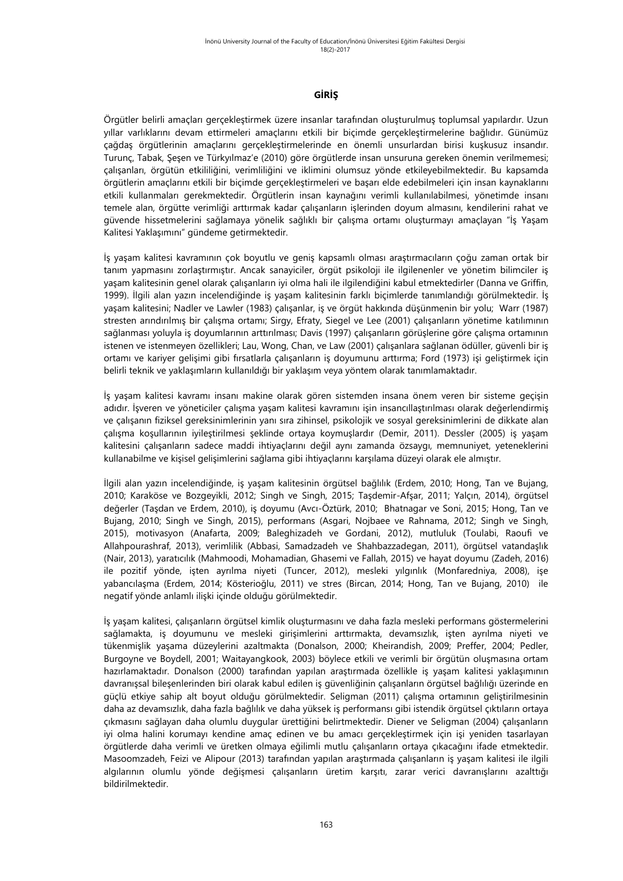## GİRİŞ

Örgütler belirli amaçları gerçekleştirmek üzere insanlar tarafından oluşturulmuş toplumsal yapılardır. Uzun yıllar varlıklarını devam ettirmeleri amaçlarını etkili bir biçimde gerçekleştirmelerine bağlıdır. Günümüz çağdaş örgütlerinin amaçlarını gerçekleştirmelerinde en önemli unsurlardan birisi kuşkusuz insandır. Turunç, Tabak, Şeşen ve Türkyılmaz'e (2010) göre örgütlerde insan unsuruna gereken önemin verilmemesi; çalışanları, örgütün etkililiğini, verimliliğini ve iklimini olumsuz yönde etkileyebilmektedir. Bu kapsamda örgütlerin amaçlarını etkili bir biçimde gerçekleştirmeleri ve başarı elde edebilmeleri için insan kaynaklarını etkili kullanmaları gerekmektedir. Örgütlerin insan kaynağını verimli kullanılabilmesi, yönetimde insanı temele alan, örgütte verimliği arttırmak kadar çalışanların işlerinden doyum almasını, kendilerini rahat ve güvende hissetmelerini sağlamaya yönelik sağlıklı bir çalışma ortamı oluşturmayı amaçlayan "İş Yaşam Kalitesi Yaklaşımını" gündeme getirmektedir.

İş yaşam kalitesi kavramının çok boyutlu ve geniş kapsamlı olması araştırmacıların çoğu zaman ortak bir tanım yapmasını zorlaştırmıştır. Ancak sanayiciler, örgüt psikoloji ile ilgilenenler ve yönetim bilimciler iş yaşam kalitesinin genel olarak çalışanların iyi olma hali ile ilgilendiğini kabul etmektedirler (Danna ve Griffin, 1999). İlgili alan yazın incelendiğinde iş yaşam kalitesinin farklı biçimlerde tanımlandığı görülmektedir. İş yaşam kalitesini; Nadler ve Lawler (1983) çalışanlar, iş ve örgüt hakkında düşünmenin bir yolu; Warr (1987) stresten arındırılmış bir çalışma ortamı; Sirgy, Efraty, Siegel ve Lee (2001) çalışanların yönetime katılımının sağlanması yoluyla iş doyumlarının arttırılması; Davis (1997) çalışanların görüşlerine göre çalışma ortamının istenen ve istenmeyen özellikleri; Lau, Wong, Chan, ve Law (2001) çalışanlara sağlanan ödüller, güvenli bir iş ortamı ve kariyer gelişimi gibi fırsatlarla çalışanların iş doyumunu arttırma; Ford (1973) işi geliştirmek için belirli teknik ve yaklaşımların kullanıldığı bir yaklaşım veya yöntem olarak tanımlamaktadır.

İş yaşam kalitesi kavramı insanı makine olarak gören sistemden insana önem veren bir sisteme geçişin adıdır. İşveren ve yöneticiler çalışma yaşam kalitesi kavramını işin insancıllaştırılması olarak değerlendirmiş ve çalışanın fiziksel gereksinimlerinin yanı sıra zihinsel, psikolojik ve sosyal gereksinimlerini de dikkate alan çalışma koşullarının iyileştirilmesi şeklinde ortaya koymuşlardır (Demir, 2011). Dessler (2005) iş yaşam kalitesini çalışanların sadece maddi ihtiyaçlarını değil aynı zamanda özsaygı, memnuniyet, yeteneklerini kullanabilme ve kişisel gelişimlerini sağlama gibi ihtiyaçlarını karşılama düzeyi olarak ele almıştır.

İlgili alan yazın incelendiğinde, iş yaşam kalitesinin örgütsel bağlılık (Erdem, 2010; Hong, Tan ve Bujang, 2010; Karaköse ve Bozgeyikli, 2012; Singh ve Singh, 2015; Taşdemir-Afşar, 2011; Yalçın, 2014), örgütsel değerler (Taşdan ve Erdem, 2010), iş doyumu (Avcı-Öztürk, 2010; Bhatnagar ve Soni, 2015; Hong, Tan ve Bujang, 2010; Singh ve Singh, 2015), performans (Asgari, Nojbaee ve Rahnama, 2012; Singh ve Singh, 2015), motivasyon (Anafarta, 2009; Baleghizadeh ve Gordani, 2012), mutluluk (Toulabi, Raoufi ve Allahpourashraf, 2013), verimlilik (Abbasi, Samadzadeh ve Shahbazzadegan, 2011), örgütsel vatandaşlık (Nair, 2013), yaratıcılık (Mahmoodi, Mohamadian, Ghasemi ve Fallah, 2015) ve hayat doyumu (Zadeh, 2016) ile pozitif yönde, işten ayrılma niyeti (Tuncer, 2012), mesleki yılgınlık (Monfaredniya, 2008), işe yabancılaşma (Erdem, 2014; Kösterioğlu, 2011) ve stres (Bircan, 2014; Hong, Tan ve Bujang, 2010) ile negatif yönde anlamlı ilişki içinde olduğu görülmektedir.

İş yaşam kalitesi, çalışanların örgütsel kimlik oluşturmasını ve daha fazla mesleki performans göstermelerini sağlamakta, iş doyumunu ve mesleki girişimlerini arttırmakta, devamsızlık, işten ayrılma niyeti ve tükenmişlik yaşama düzeylerini azaltmakta (Donalson, 2000; Kheirandish, 2009; Preffer, 2004; Pedler, Burgoyne ve Boydell, 2001; Waitayangkook, 2003) böylece etkili ve verimli bir örgütün oluşmasına ortam hazırlamaktadır. Donalson (2000) tarafından yapılan araştırmada özellikle iş yaşam kalitesi yaklaşımının davranışsal bileşenlerinden biri olarak kabul edilen iş güvenliğinin çalışanların örgütsel bağlılığı üzerinde en güçlü etkiye sahip alt boyut olduğu görülmektedir. Seligman (2011) çalışma ortamının geliştirilmesinin daha az devamsızlık, daha fazla bağlılık ve daha yüksek iş performansı gibi istendik örgütsel çıktıların ortaya çıkmasını sağlayan daha olumlu duygular ürettiğini belirtmektedir. Diener ve Seligman (2004) çalışanların iyi olma halini korumayı kendine amaç edinen ve bu amacı gerçekleştirmek için işi yeniden tasarlayan örgütlerde daha verimli ve üretken olmaya eğilimli mutlu çalışanların ortaya çıkacağını ifade etmektedir. Masoomzadeh, Feizi ve Alipour (2013) tarafından yapılan araştırmada çalışanların iş yaşam kalitesi ile ilgili algılarının olumlu yönde değişmesi çalışanların üretim karşıtı, zarar verici davranışlarını azalttığı bildirilmektedir.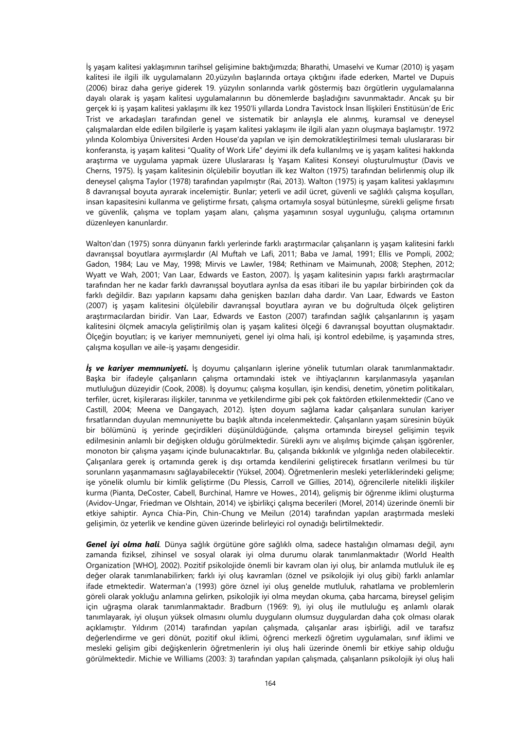İş yaşam kalitesi yaklaşımının tarihsel gelişimine baktığımızda; Bharathi, Umaselvi ve Kumar (2010) iş yaşam kalitesi ile ilgili ilk uygulamaların 20.yüzyılın başlarında ortaya çıktığını ifade ederken, Martel ve Dupuis (2006) biraz daha geriye giderek 19. yüzyılın sonlarında varlık göstermiş bazı örgütlerin uygulamalarına dayalı olarak iş yaşam kalitesi uygulamalarının bu dönemlerde başladığını savunmaktadır. Ancak şu bir gerçek ki iş yaşam kalitesi yaklaşımı ilk kez 1950'li yıllarda Londra Tavistock İnsan İlişkileri Enstitüsün'de Eric Trist ve arkadaşları tarafından genel ve sistematik bir anlayışla ele alınmış, kuramsal ve deneysel çalışmalardan elde edilen bilgilerle iş yaşam kalitesi yaklaşımı ile ilgili alan yazın oluşmaya başlamıştır. 1972 yılında Kolombiya Üniversitesi Arden House'da yapılan ve işin demokratikleştirilmesi temalı uluslararası bir konferansta, iş yaşam kalitesi "Quality of Work Life" deyimi ilk defa kullanılmış ve iş yaşam kalitesi hakkında araştırma ve uygulama yapmak üzere Uluslararası İş Yaşam Kalitesi Konseyi oluşturulmuştur (Davis ve Cherns, 1975). İş yaşam kalitesinin ölçülebilir boyutları ilk kez Walton (1975) tarafından belirlenmiş olup ilk deneysel çalışma Taylor (1978) tarafından yapılmıştır (Rai, 2013). Walton (1975) iş yaşam kalitesi yaklaşımını 8 davranışsal boyuta ayırarak incelemiştir. Bunlar; yeterli ve adil ücret, güvenli ve sağlıklı çalışma koşulları, insan kapasitesini kullanma ve geliştirme fırsatı, çalışma ortamıyla sosyal bütünleşme, sürekli gelişme fırsatı ve güvenlik, çalışma ve toplam yaşam alanı, çalışma yaşamının sosyal uygunluğu, çalışma ortamının düzenleyen kanunlardır.

Walton'dan (1975) sonra dünyanın farklı yerlerinde farklı araştırmacılar çalışanların iş yaşam kalitesini farklı davranışsal boyutlara ayırmışlardır (Al Muftah ve Lafi, 2011; Baba ve Jamal, 1991; Ellis ve Pompli, 2002; Gadon, 1984; Lau ve May, 1998; Mirvis ve Lawler, 1984; Rethinam ve Maimunah, 2008; Stephen, 2012; Wyatt ve Wah, 2001; Van Laar, Edwards ve Easton, 2007). İş yaşam kalitesinin yapısı farklı araştırmacılar tarafından her ne kadar farklı davranışsal boyutlara ayrılsa da esas itibari ile bu yapılar birbirinden çok da farklı değildir. Bazı yapıların kapsamı daha genişken bazıları daha dardır. Van Laar, Edwards ve Easton (2007) iş yaşam kalitesini ölçülebilir davranışsal boyutlara ayıran ve bu doğrultuda ölçek geliştiren araştırmacılardan biridir. Van Laar, Edwards ve Easton (2007) tarafından sağlık çalışanlarının iş yaşam kalitesini ölçmek amacıyla geliştirilmiş olan iş yaşam kalitesi ölçeği 6 davranışsal boyuttan oluşmaktadır. Ölçeğin boyutları; iş ve kariyer memnuniyeti, genel iyi olma hali, işi kontrol edebilme, iş yaşamında stres, çalışma koşulları ve aile-iş yaşamı dengesidir.

***İş ve kariyer memnuniyeti.*** İş doyumu çalışanların işlerine yönelik tutumları olarak tanımlanmaktadır. Başka bir ifadeyle çalışanların çalışma ortamındaki istek ve ihtiyaçlarının karşılanmasıyla yaşanılan mutluluğun düzeyidir (Cook, 2008). İş doyumu; çalışma koşulları, işin kendisi, denetim, yönetim politikaları, terfiler, ücret, kişilerarası ilişkiler, tanınma ve yetkilendirme gibi pek çok faktörden etkilenmektedir (Cano ve Castill, 2004; Meena ve Dangayach, 2012). İşten doyum sağlama kadar çalışanlara sunulan kariyer fırsatlarından duyulan memnuniyette bu başlık altında incelenmektedir. Çalışanların yaşam süresinin büyük bir bölümünü iş yerinde geçirdikleri düşünüldüğünde, çalışma ortamında bireysel gelişimin teşvik edilmesinin anlamlı bir değişken olduğu görülmektedir. Sürekli aynı ve alışılmış biçimde çalışan işgörenler, monoton bir çalışma yaşamı içinde bulunacaktırlar. Bu, çalışanda bıkkınlık ve yılgınlığa neden olabilecektir. Çalışanlara gerek iş ortamında gerek iş dışı ortamda kendilerini geliştirecek fırsatların verilmesi bu tür sorunların yaşanmamasını sağlayabilecektir (Yüksel, 2004). Öğretmenlerin mesleki yeterliklerindeki gelişme; işe yönelik olumlu bir kimlik geliştirme (Du Plessis, Carroll ve Gillies, 2014), öğrencilerle nitelikli ilişkiler kurma (Pianta, DeCoster, Cabell, Burchinal, Hamre ve Howes., 2014), gelişmiş bir öğrenme iklimi oluşturma (Avidov-Ungar, Friedman ve Olshtain, 2014) ve işbirlikçi çalışma becerileri (Morel, 2014) üzerinde önemli bir etkiye sahiptir. Ayrıca Chia-Pin, Chin-Chung ve Meilun (2014) tarafından yapılan araştırmada mesleki gelişimin, öz yeterlik ve kendine güven üzerinde belirleyici rol oynadığı belirtilmektedir.

***Genel iyi olma hali*.** Dünya sağlık örgütüne göre sağlıklı olma, sadece hastalığın olmaması değil, aynı zamanda fiziksel, zihinsel ve sosyal olarak iyi olma durumu olarak tanımlanmaktadır (World Health Organization [WHO], 2002). Pozitif psikolojide önemli bir kavram olan iyi oluş, bir anlamda mutluluk ile eş değer olarak tanımlanabilirken; farklı iyi oluş kavramları (öznel ve psikolojik iyi oluş gibi) farklı anlamlar ifade etmektedir. Waterman'a (1993) göre öznel iyi oluş genelde mutluluk, rahatlama ve problemlerin göreli olarak yokluğu anlamına gelirken, psikolojik iyi olma meydan okuma, çaba harcama, bireysel gelişim için uğraşma olarak tanımlanmaktadır. Bradburn (1969: 9), iyi oluş ile mutluluğu eş anlamlı olarak tanımlayarak, iyi oluşun yüksek olmasını olumlu duyguların olumsuz duygulardan daha çok olması olarak açıklamıştır. Yıldırım (2014) tarafından yapılan çalışmada, çalışanlar arası işbirliği, adil ve tarafsız değerlendirme ve geri dönüt, pozitif okul iklimi, öğrenci merkezli öğretim uygulamaları, sınıf iklimi ve mesleki gelişim gibi değişkenlerin öğretmenlerin iyi oluş hali üzerinde önemli bir etkiye sahip olduğu görülmektedir. Michie ve Williams (2003: 3) tarafından yapılan çalışmada, çalışanların psikolojik iyi oluş hali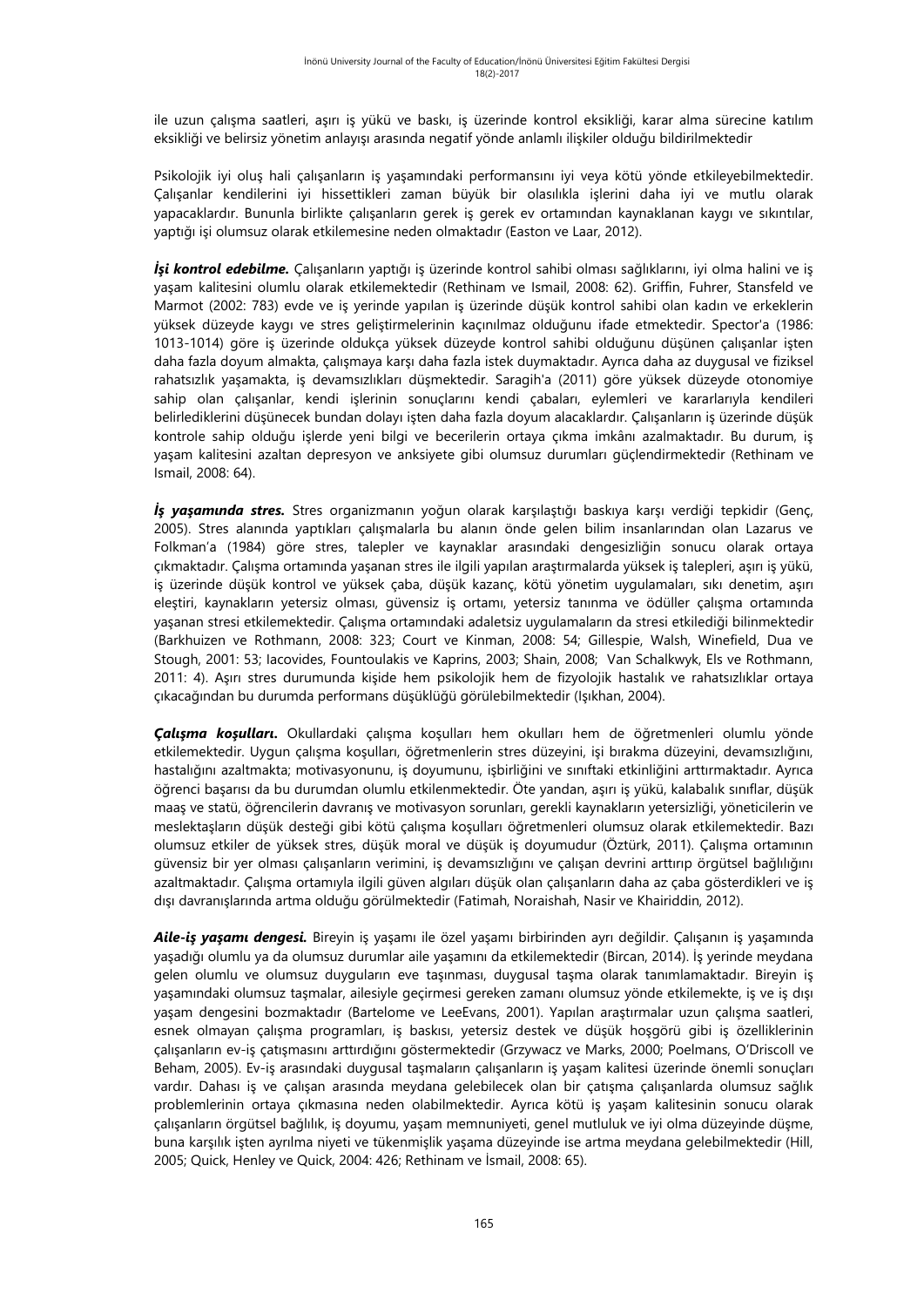ile uzun çalışma saatleri, aşırı iş yükü ve baskı, iş üzerinde kontrol eksikliği, karar alma sürecine katılım eksikliği ve belirsiz yönetim anlayışı arasında negatif yönde anlamlı ilişkiler olduğu bildirilmektedir

Psikolojik iyi oluş hali çalışanların iş yaşamındaki performansını iyi veya kötü yönde etkileyebilmektedir. Çalışanlar kendilerini iyi hissettikleri zaman büyük bir olasılıkla işlerini daha iyi ve mutlu olarak yapacaklardır. Bununla birlikte çalışanların gerek iş gerek ev ortamından kaynaklanan kaygı ve sıkıntılar, yaptığı işi olumsuz olarak etkilemesine neden olmaktadır (Easton ve Laar, 2012).

***İşi kontrol edebilme.*** Çalışanların yaptığı iş üzerinde kontrol sahibi olması sağlıklarını, iyi olma halini ve iş yaşam kalitesini olumlu olarak etkilemektedir (Rethinam ve Ismail, 2008: 62). Griffin, Fuhrer, Stansfeld ve Marmot (2002: 783) evde ve iş yerinde yapılan iş üzerinde düşük kontrol sahibi olan kadın ve erkeklerin yüksek düzeyde kaygı ve stres geliştirmelerinin kaçınılmaz olduğunu ifade etmektedir. Spector'a (1986: 1013-1014) göre iş üzerinde oldukça yüksek düzeyde kontrol sahibi olduğunu düşünen çalışanlar işten daha fazla doyum almakta, çalışmaya karşı daha fazla istek duymaktadır. Ayrıca daha az duygusal ve fiziksel rahatsızlık yaşamakta, iş devamsızlıkları düşmektedir. Saragih'a (2011) göre yüksek düzeyde otonomiye sahip olan çalışanlar, kendi işlerinin sonuçlarını kendi çabaları, eylemleri ve kararlarıyla kendileri belirlediklerini düşünecek bundan dolayı işten daha fazla doyum alacaklardır. Çalışanların iş üzerinde düşük kontrole sahip olduğu işlerde yeni bilgi ve becerilerin ortaya çıkma imkânı azalmaktadır. Bu durum, iş yaşam kalitesini azaltan depresyon ve anksiyete gibi olumsuz durumları güçlendirmektedir (Rethinam ve Ismail, 2008: 64).

***İş yaşamında stres.*** Stres organizmanın yoğun olarak karşılaştığı baskıya karşı verdiği tepkidir (Genç, 2005). Stres alanında yaptıkları çalışmalarla bu alanın önde gelen bilim insanlarından olan Lazarus ve Folkman'a (1984) göre stres, talepler ve kaynaklar arasındaki dengesizliğin sonucu olarak ortaya çıkmaktadır. Çalışma ortamında yaşanan stres ile ilgili yapılan araştırmalarda yüksek iş talepleri, aşırı iş yükü, iş üzerinde düşük kontrol ve yüksek çaba, düşük kazanç, kötü yönetim uygulamaları, sıkı denetim, aşırı eleştiri, kaynakların yetersiz olması, güvensiz iş ortamı, yetersiz tanınma ve ödüller çalışma ortamında yaşanan stresi etkilemektedir. Çalışma ortamındaki adaletsiz uygulamaların da stresi etkilediği bilinmektedir (Barkhuizen ve Rothmann, 2008: 323; Court ve Kinman, 2008: 54; Gillespie, Walsh, Winefield, Dua ve Stough, 2001: 53; Iacovides, Fountoulakis ve Kaprins, 2003; Shain, 2008; Van Schalkwyk, Els ve Rothmann, 2011: 4). Aşırı stres durumunda kişide hem psikolojik hem de fizyolojik hastalık ve rahatsızlıklar ortaya çıkacağından bu durumda performans düşüklüğü görülebilmektedir (Işıkhan, 2004).

***Çalışma koşulları.*** Okullardaki çalışma koşulları hem okulları hem de öğretmenleri olumlu yönde etkilemektedir. Uygun çalışma koşulları, öğretmenlerin stres düzeyini, işi bırakma düzeyini, devamsızlığını, hastalığını azaltmakta; motivasyonunu, iş doyumunu, işbirliğini ve sınıftaki etkinliğini arttırmaktadır. Ayrıca öğrenci başarısı da bu durumdan olumlu etkilenmektedir. Öte yandan, aşırı iş yükü, kalabalık sınıflar, düşük maaş ve statü, öğrencilerin davranış ve motivasyon sorunları, gerekli kaynakların yetersizliği, yöneticilerin ve meslektaşların düşük desteği gibi kötü çalışma koşulları öğretmenleri olumsuz olarak etkilemektedir. Bazı olumsuz etkiler de yüksek stres, düşük moral ve düşük iş doyumudur (Öztürk, 2011). Çalışma ortamının güvensiz bir yer olması çalışanların verimini, iş devamsızlığını ve çalışan devrini arttırıp örgütsel bağlılığını azaltmaktadır. Çalışma ortamıyla ilgili güven algıları düşük olan çalışanların daha az çaba gösterdikleri ve iş dışı davranışlarında artma olduğu görülmektedir (Fatimah, Noraishah, Nasir ve Khairiddin, 2012).

***Aile-iş yaşamı dengesi.*** Bireyin iş yaşamı ile özel yaşamı birbirinden ayrı değildir. Çalışanın iş yaşamında yaşadığı olumlu ya da olumsuz durumlar aile yaşamını da etkilemektedir (Bircan, 2014). İş yerinde meydana gelen olumlu ve olumsuz duyguların eve taşınması, duygusal taşma olarak tanımlanmaktadır. Bireyin iş yaşamındaki olumsuz taşmalar, ailesiyle geçirmesi gereken zamanı olumsuz yönde etkilemekte, iş ve iş dışı yaşam dengesini bozmaktadır (Bartelome ve LeeEvans, 2001). Yapılan araştırmalar uzun çalışma saatleri, esnek olmayan çalışma programları, iş baskısı, yetersiz destek ve düşük hoşgörü gibi iş özelliklerinin çalışanların ev-iş çatışmasını arttırdığını göstermektedir (Grzywacz ve Marks, 2000; Poelmans, O'Driscoll ve Beham, 2005). Ev-iş arasındaki duygusal taşmaların çalışanların iş yaşam kalitesi üzerinde önemli sonuçları vardır. Dahası iş ve çalışan arasında meydana gelebilecek olan bir çatışma çalışanlarda olumsuz sağlık problemlerinin ortaya çıkmasına neden olabilmektedir. Ayrıca kötü iş yaşam kalitesinin sonucu olarak çalışanların örgütsel bağlılık, iş doyumu, yaşam memnuniyeti, genel mutluluk ve iyi olma düzeyinde düşme, buna karşılık işten ayrılma niyeti ve tükenmişlik yaşama düzeyinde ise artma meydana gelebilmektedir (Hill, 2005; Quick, Henley ve Quick, 2004: 426; Rethinam ve İsmail, 2008: 65).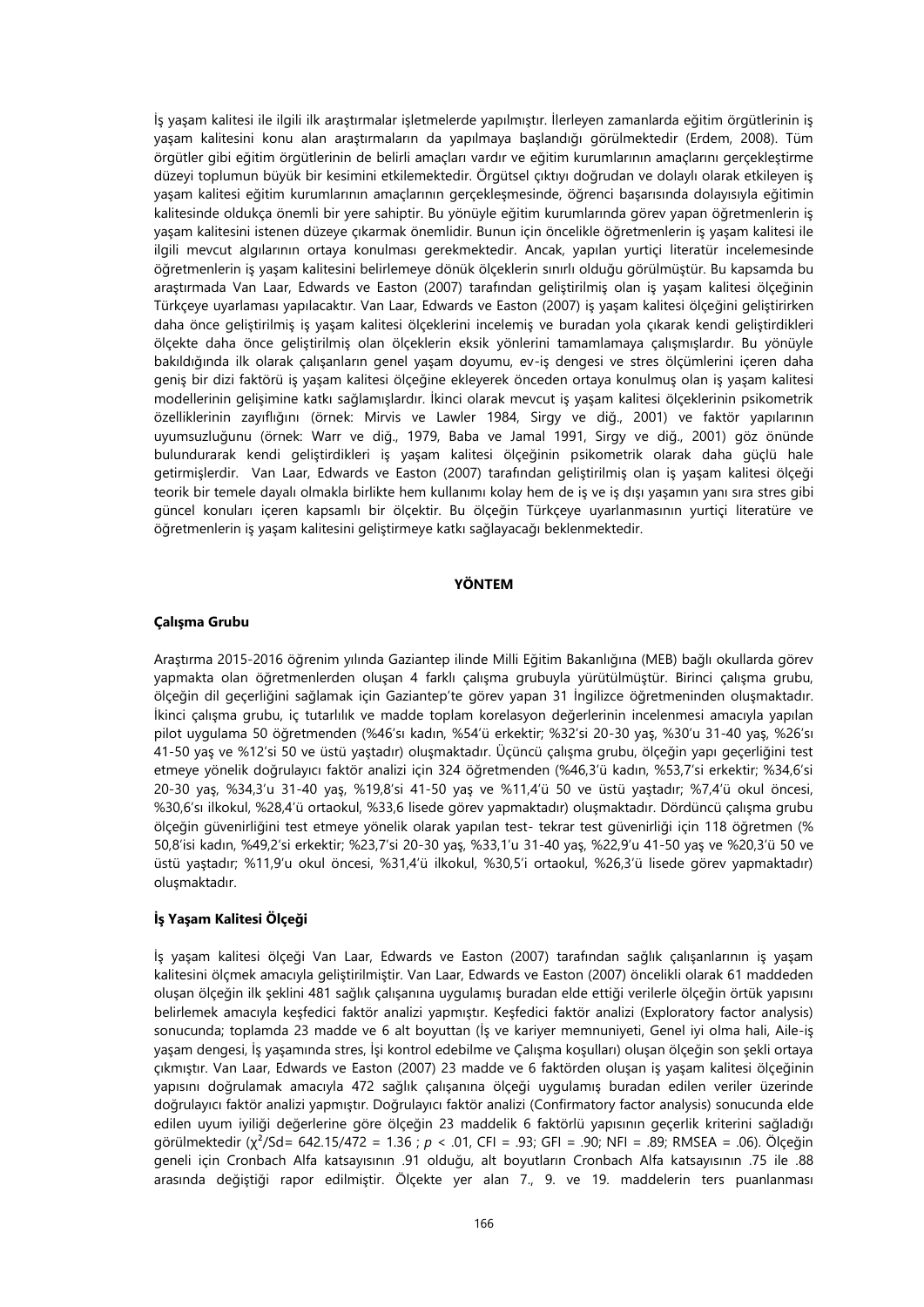İş yaşam kalitesi ile ilgili ilk araştırmalar işletmelerde yapılmıştır. İlerleyen zamanlarda eğitim örgütlerinin iş yaşam kalitesini konu alan araştırmaların da yapılmaya başlandığı görülmektedir (Erdem, 2008). Tüm örgütler gibi eğitim örgütlerinin de belirli amaçları vardır ve eğitim kurumlarının amaçlarını gerçekleştirme düzeyi toplumun büyük bir kesimini etkilemektedir. Örgütsel çıktıyı doğrudan ve dolaylı olarak etkileyen iş yaşam kalitesi eğitim kurumlarının amaçlarının gerçekleşmesinde, öğrenci başarısında dolayısıyla eğitimin kalitesinde oldukça önemli bir yere sahiptir. Bu yönüyle eğitim kurumlarında görev yapan öğretmenlerin iş yaşam kalitesini istenen düzeye çıkarmak önemlidir. Bunun için öncelikle öğretmenlerin iş yaşam kalitesi ile ilgili mevcut algılarının ortaya konulması gerekmektedir. Ancak, yapılan yurtiçi literatür incelemesinde öğretmenlerin iş yaşam kalitesini belirlemeye dönük ölçeklerin sınırlı olduğu görülmüştür. Bu kapsamda bu araştırmada Van Laar, Edwards ve Easton (2007) tarafından geliştirilmiş olan iş yaşam kalitesi ölçeğinin Türkçeye uyarlaması yapılacaktır. Van Laar, Edwards ve Easton (2007) iş yaşam kalitesi ölçeğini geliştirirken daha önce geliştirilmiş iş yaşam kalitesi ölçeklerini incelemiş ve buradan yola çıkarak kendi geliştirdikleri ölçekte daha önce geliştirilmiş olan ölçeklerin eksik yönlerini tamamlamaya çalışmışlardır. Bu yönüyle bakıldığında ilk olarak çalışanların genel yaşam doyumu, ev-iş dengesi ve stres ölçümlerini içeren daha geniş bir dizi faktörü iş yaşam kalitesi ölçeğine ekleyerek önceden ortaya konulmuş olan iş yaşam kalitesi modellerinin gelişimine katkı sağlamışlardır. İkinci olarak mevcut iş yaşam kalitesi ölçeklerinin psikometrik özelliklerinin zayıflığını (örnek: Mirvis ve Lawler 1984, Sirgy ve diğ., 2001) ve faktör yapılarının uyumsuzluğunu (örnek: Warr ve diğ., 1979, Baba ve Jamal 1991, Sirgy ve diğ., 2001) göz önünde bulundurarak kendi geliştirdikleri iş yaşam kalitesi ölçeğinin psikometrik olarak daha güçlü hale getirmişlerdir. Van Laar, Edwards ve Easton (2007) tarafından geliştirilmiş olan iş yaşam kalitesi ölçeği teorik bir temele dayalı olmakla birlikte hem kullanımı kolay hem de iş ve iş dışı yaşamın yanı sıra stres gibi güncel konuları içeren kapsamlı bir ölçektir. Bu ölçeğin Türkçeye uyarlanmasının yurtiçi literatüre ve öğretmenlerin iş yaşam kalitesini geliştirmeye katkı sağlayacağı beklenmektedir.

## YÖNTEM

### Çalışma Grubu

Araştırma 2015-2016 öğrenim yılında Gaziantep ilinde Milli Eğitim Bakanlığına (MEB) bağlı okullarda görev yapmakta olan öğretmenlerden oluşan 4 farklı çalışma grubuyla yürütülmüştür. Birinci çalışma grubu, ölçeğin dil geçerliğini sağlamak için Gaziantep'te görev yapan 31 İngilizce öğretmeninden oluşmaktadır. İkinci çalışma grubu, iç tutarlılık ve madde toplam korelasyon değerlerinin incelenmesi amacıyla yapılan pilot uygulama 50 öğretmenden (%46'sı kadın, %54'ü erkektir; %32'si 20-30 yaş, %30'u 31-40 yaş, %26'sı 41-50 yaş ve %12'si 50 ve üstü yaştadır) oluşmaktadır. Üçüncü çalışma grubu, ölçeğin yapı geçerliğini test etmeye yönelik doğrulayıcı faktör analizi için 324 öğretmenden (%46,3'ü kadın, %53,7'si erkektir; %34,6'si 20-30 yaş, %34,3'u 31-40 yaş, %19,8'si 41-50 yaş ve %11,4'ü 50 ve üstü yaştadır; %7,4'ü okul öncesi, %30,6'sı ilkokul, %28,4'ü ortaokul, %33,6 lisede görev yapmaktadır) oluşmaktadır. Dördüncü çalışma grubu ölçeğin güvenirliğini test etmeye yönelik olarak yapılan test- tekrar test güvenirliği için 118 öğretmen (% 50,8'isi kadın, %49,2'si erkektir; %23,7'si 20-30 yaş, %33,1'u 31-40 yaş, %22,9'u 41-50 yaş ve %20,3'ü 50 ve üstü yaştadır; %11,9'u okul öncesi, %31,4'ü ilkokul, %30,5'i ortaokul, %26,3'ü lisede görev yapmaktadır) oluşmaktadır.

### İş Yaşam Kalitesi Ölçeği

İş yaşam kalitesi ölçeği Van Laar, Edwards ve Easton (2007) tarafından sağlık çalışanlarının iş yaşam kalitesini ölçmek amacıyla geliştirilmiştir. Van Laar, Edwards ve Easton (2007) öncelikli olarak 61 maddeden oluşan ölçeğin ilk şeklini 481 sağlık çalışanına uygulamış buradan elde ettiği verilerle ölçeğin örtük yapısını belirlemek amacıyla keşfedici faktör analizi yapmıştır. Keşfedici faktör analizi (Exploratory factor analysis) sonucunda; toplamda 23 madde ve 6 alt boyuttan (İş ve kariyer memnuniyeti, Genel iyi olma hali, Aile-iş yaşam dengesi, İş yaşamında stres, İşi kontrol edebilme ve Çalışma koşulları) oluşan ölçeğin son şekli ortaya çıkmıştır. Van Laar, Edwards ve Easton (2007) 23 madde ve 6 faktörden oluşan iş yaşam kalitesi ölçeğinin yapısını doğrulamak amacıyla 472 sağlık çalışanına ölçeği uygulamış buradan edilen veriler üzerinde doğrulayıcı faktör analizi yapmıştır. Doğrulayıcı faktör analizi (Confirmatory factor analysis) sonucunda elde edilen uyum iyiliği değerlerine göre ölçeğin 23 maddelik 6 faktörlü yapısının geçerlik kriterini sağladığı görülmektedir ($\chi^2$/Sd= 642.15/472 = 1.36 ; $p < .01$, CFI = .93; GFI = .90; NFI = .89; RMSEA = .06). Ölçeğin geneli için Cronbach Alfa katsayısının .91 olduğu, alt boyutların Cronbach Alfa katsayısının .75 ile .88 arasında değiştiği rapor edilmiştir. Ölçekte yer alan 7., 9. ve 19. maddelerin ters puanlanması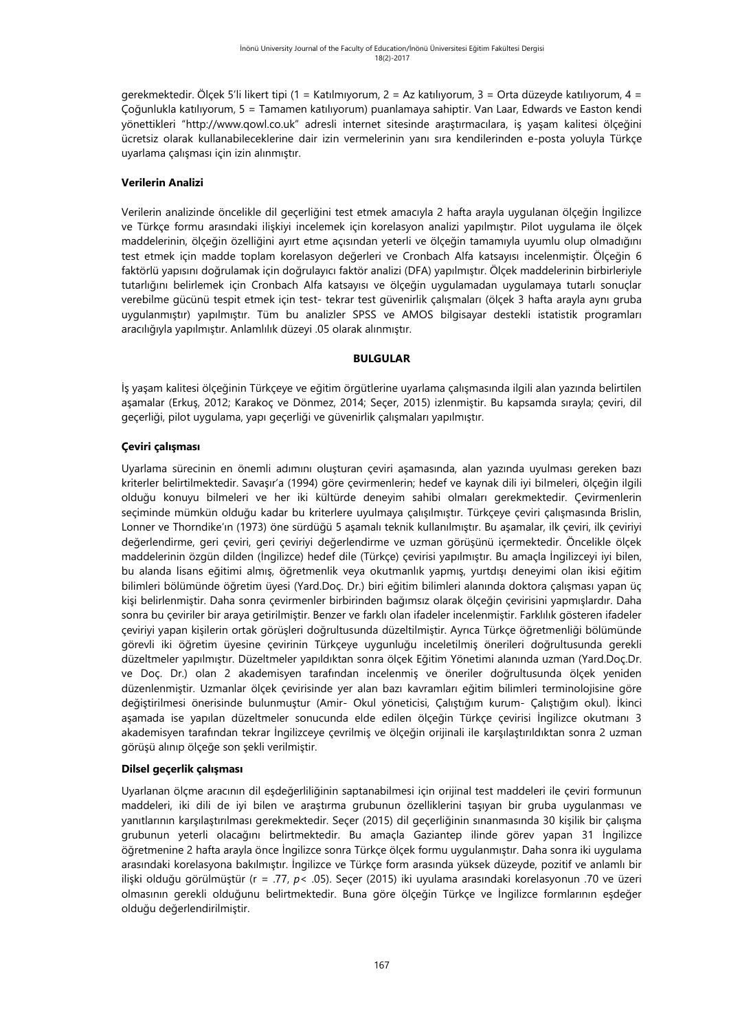gerekmektedir. Ölçek 5'li likert tipi (1 = Katılmıyorum, 2 = Az katılıyorum, 3 = Orta düzeyde katılıyorum, 4 = Çoğunlukla katılıyorum, 5 = Tamamen katılıyorum) puanlamaya sahiptir. Van Laar, Edwards ve Easton kendi yönettikleri "http://www.qowl.co.uk" adresli internet sitesinde araştırmacılara, iş yaşam kalitesi ölçeğini ücretsiz olarak kullanabileceklerine dair izin vermelerinin yanı sıra kendilerinden e-posta yoluyla Türkçe uyarlama çalışması için izin alınmıştır.

**Verilerin Analizi**

Verilerin analizinde öncelikle dil geçerliğini test etmek amacıyla 2 hafta arayla uygulanan ölçeğin İngilizce ve Türkçe formu arasındaki ilişkiyi incelemek için korelasyon analizi yapılmıştır. Pilot uygulama ile ölçek maddelerinin, ölçeğin özelliğini ayırt etme açısından yeterli ve ölçeğin tamamıyla uyumlu olup olmadığını test etmek için madde toplam korelasyon değerleri ve Cronbach Alfa katsayısı incelenmiştir. Ölçeğin 6 faktörlü yapısını doğrulamak için doğrulayıcı faktör analizi (DFA) yapılmıştır. Ölçek maddelerinin birbirleriyle tutarlığını belirlemek için Cronbach Alfa katsayısı ve ölçeğin uygulamadan uygulamaya tutarlı sonuçlar verebilme gücünü tespit etmek için test- tekrar test güvenirlik çalışmaları (ölçek 3 hafta arayla aynı gruba uygulanmıştır) yapılmıştır. Tüm bu analizler SPSS ve AMOS bilgisayar destekli istatistik programları aracılığıyla yapılmıştır. Anlamlılık düzeyi .05 olarak alınmıştır.

## BULGULAR

İş yaşam kalitesi ölçeğinin Türkçeye ve eğitim örgütlerine uyarlama çalışmasında ilgili alan yazında belirtilen aşamalar (Erkuş, 2012; Karakoç ve Dönmez, 2014; Seçer, 2015) izlenmiştir. Bu kapsamda sırayla; çeviri, dil geçerliği, pilot uygulama, yapı geçerliği ve güvenirlik çalışmaları yapılmıştır.

**Çeviri çalışması**

Uyarlama sürecinin en önemli adımını oluşturan çeviri aşamasında, alan yazında uyulması gereken bazı kriterler belirtilmektedir. Savaşır'a (1994) göre çevirmenlerin; hedef ve kaynak dili iyi bilmeleri, ölçeğin ilgili olduğu konuyu bilmeleri ve her iki kültürde deneyim sahibi olmaları gerekmektedir. Çevirmenlerin seçiminde mümkün olduğu kadar bu kriterlere uyulmaya çalışılmıştır. Türkçeye çeviri çalışmasında Brislin, Lonner ve Thorndike'ın (1973) öne sürdüğü 5 aşamalı teknik kullanılmıştır. Bu aşamalar, ilk çeviri, ilk çeviriyi değerlendirme, geri çeviri, geri çeviriyi değerlendirme ve uzman görüşünü içermektedir. Öncelikle ölçek maddelerinin özgün dilden (İngilizce) hedef dile (Türkçe) çevirisi yapılmıştır. Bu amaçla İngilizceyi iyi bilen, bu alanda lisans eğitimi almış, öğretmenlik veya okutmanlık yapmış, yurtdışı deneyimi olan ikisi eğitim bilimleri bölümünde öğretim üyesi (Yard.Doç. Dr.) biri eğitim bilimleri alanında doktora çalışması yapan üç kişi belirlenmiştir. Daha sonra çevirmenler birbirinden bağımsız olarak ölçeğin çevirisini yapmışlardır. Daha sonra bu çeviriler bir araya getirilmiştir. Benzer ve farklı olan ifadeler incelenmiştir. Farklılık gösteren ifadeler çeviriyi yapan kişilerin ortak görüşleri doğrultusunda düzeltilmiştir. Ayrıca Türkçe öğretmenliği bölümünde görevli iki öğretim üyesine çevirinin Türkçeye uygunluğu inceletilmiş önerileri doğrultusunda gerekli düzeltmeler yapılmıştır. Düzeltmeler yapıldıktan sonra ölçek Eğitim Yönetimi alanında uzman (Yard.Doç.Dr. ve Doç. Dr.) olan 2 akademisyen tarafından incelenmiş ve öneriler doğrultusunda ölçek yeniden düzenlenmiştir. Uzmanlar ölçek çevirisinde yer alan bazı kavramları eğitim bilimleri terminolojisine göre değiştirilmesi önerisinde bulunmuştur (Amir- Okul yöneticisi, Çalıştığım kurum- Çalıştığım okul). İkinci aşamada ise yapılan düzeltmeler sonucunda elde edilen ölçeğin Türkçe çevirisi İngilizce okutmanı 3 akademisyen tarafından tekrar İngilizceye çevrilmiş ve ölçeğin orijinali ile karşılaştırıldıktan sonra 2 uzman görüşü alınıp ölçeğe son şekli verilmiştir.

**Dilsel geçerlik çalışması**

Uyarlanan ölçme aracının dil eşdeğerliliğinin saptanabilmesi için orijinal test maddeleri ile çeviri formunun maddeleri, iki dili de iyi bilen ve araştırma grubunun özelliklerini taşıyan bir gruba uygulanması ve yanıtlarının karşılaştırılması gerekmektedir. Seçer (2015) dil geçerliğinin sınanmasında 30 kişilik bir çalışma grubunun yeterli olacağını belirtmektedir. Bu amaçla Gaziantep ilinde görev yapan 31 İngilizce öğretmenine 2 hafta arayla önce İngilizce sonra Türkçe ölçek formu uygulanmıştır. Daha sonra iki uygulama arasındaki korelasyona bakılmıştır. İngilizce ve Türkçe form arasında yüksek düzeyde, pozitif ve anlamlı bir ilişki olduğu görülmüştür ($r = .77$, $p < .05$). Seçer (2015) iki uyulama arasındaki korelasyonun .70 ve üzeri olmasının gerekli olduğunu belirtmektedir. Buna göre ölçeğin Türkçe ve İngilizce formlarının eşdeğer olduğu değerlendirilmiştir.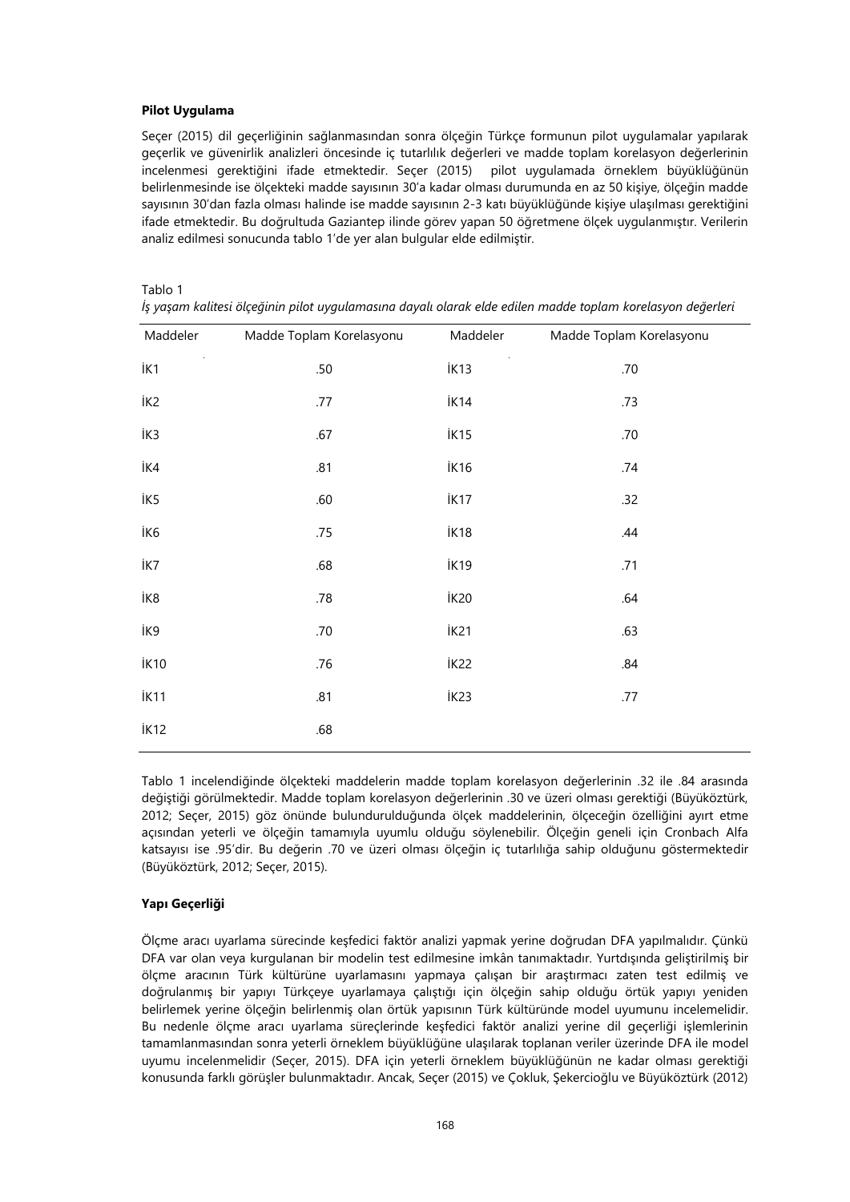**Pilot Uygulama**

Seçer (2015) dil geçerliğinin sağlanmasından sonra ölçeğin Türkçe formunun pilot uygulamalar yapılarak geçerlik ve güvenirlik analizleri öncesinde iç tutarlılık değerleri ve madde toplam korelasyon değerlerinin incelenmesi gerektiğini ifade etmektedir. Seçer (2015) pilot uygulamada örneklem büyüklüğünün belirlenmesinde ise ölçekteki madde sayısının 30'a kadar olması durumunda en az 50 kişiye, ölçeğin madde sayısının 30'dan fazla olması halinde ise madde sayısının 2-3 katı büyüklüğünde kişiye ulaşılması gerektiğini ifade etmektedir. Bu doğrultuda Gaziantep ilinde görev yapan 50 öğretmene ölçek uygulanmıştır. Verilerin analiz edilmesi sonucunda tablo 1'de yer alan bulgular elde edilmiştir.

Tablo 1

*İş yaşam kalitesi ölçeğinin pilot uygulamasına dayalı olarak elde edilen madde toplam korelasyon değerleri*

| Maddeler | Madde Toplam Korelasyonu | Maddeler | Madde Toplam Korelasyonu |
|---|---|---|---|
| İK1 | .50 | İK13 | .70 |
| İK2 | .77 | İK14 | .73 |
| İK3 | .67 | İK15 | .70 |
| İK4 | .81 | İK16 | .74 |
| İK5 | .60 | İK17 | .32 |
| İK6 | .75 | İK18 | .44 |
| İK7 | .68 | İK19 | .71 |
| İK8 | .78 | İK20 | .64 |
| İK9 | .70 | İK21 | .63 |
| İK10 | .76 | İK22 | .84 |
| İK11 | .81 | İK23 | .77 |
| İK12 | .68 | | |

Tablo 1 incelendiğinde ölçekteki maddelerin madde toplam korelasyon değerlerinin .32 ile .84 arasında değiştiği görülmektedir. Madde toplam korelasyon değerlerinin .30 ve üzeri olması gerektiği (Büyüköztürk, 2012; Seçer, 2015) göz önünde bulundurulduğunda ölçek maddelerinin, ölçeceğin özelliğini ayırt etme açısından yeterli ve ölçeğin tamamıyla uyumlu olduğu söylenebilir. Ölçeğin geneli için Cronbach Alfa katsayısı ise .95'dir. Bu değerin .70 ve üzeri olması ölçeğin iç tutarlılığa sahip olduğunu göstermektedir (Büyüköztürk, 2012; Seçer, 2015).

**Yapı Geçerliği**

Ölçme aracı uyarlama sürecinde keşfedici faktör analizi yapmak yerine doğrudan DFA yapılmalıdır. Çünkü DFA var olan veya kurgulanan bir modelin test edilmesine imkân tanımaktadır. Yurtdışında geliştirilmiş bir ölçme aracının Türk kültürüne uyarlamasını yapmaya çalışan bir araştırmacı zaten test edilmiş ve doğrulanmış bir yapıyı Türkçeye uyarlamaya çalıştığı için ölçeğin sahip olduğu örtük yapıyı yeniden belirlemek yerine ölçeğin belirlenmiş olan örtük yapısının Türk kültüründe model uyumunu incelemelidir. Bu nedenle ölçme aracı uyarlama süreçlerinde keşfedici faktör analizi yerine dil geçerliği işlemlerinin tamamlanmasından sonra yeterli örneklem büyüklüğüne ulaşılarak toplanan veriler üzerinde DFA ile model uyumu incelenmelidir (Seçer, 2015). DFA için yeterli örneklem büyüklüğünün ne kadar olması gerektiği konusunda farklı görüşler bulunmaktadır. Ancak, Seçer (2015) ve Çokluk, Şekercioğlu ve Büyüköztürk (2012)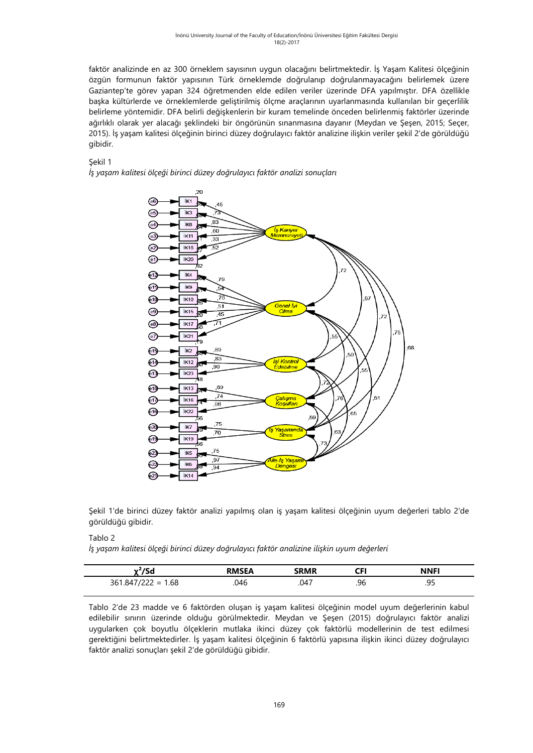faktör analizinde en az 300 örneklem sayısının uygun olacağını belirtmektedir. İş Yaşam Kalitesi ölçeğinin özgün formunun faktör yapısının Türk örneklemde doğrulanıp doğrulanmayacağını belirlemek üzere Gaziantep'te görev yapan 324 öğretmenden elde edilen veriler üzerinde DFA yapılmıştır. DFA özellikle başka kültürlerde ve örneklemlerde geliştirilmiş ölçme araçlarının uyarlanmasında kullanılan bir geçerlilik belirleme yöntemidir. DFA belirli değişkenlerin bir kuram temelinde önceden belirlenmiş faktörler üzerinde ağırlıklı olarak yer alacağı şeklindeki bir öngörünün sınanmasına dayanır (Meydan ve Şeşen, 2015; Seçer, 2015). İş yaşam kalitesi ölçeğinin birinci düzey doğrulayıcı faktör analizine ilişkin veriler şekil 2'de görüldüğü gibidir.

Şekil 1

*İş yaşam kalitesi ölçeği birinci düzey doğrulayıcı faktör analizi sonuçları*

Şekil 1'de birinci düzey faktör analizi yapılmış olan iş yaşam kalitesi ölçeğinin uyum değerleri tablo 2'de görüldüğü gibidir.

Tablo 2

*İş yaşam kalitesi ölçeği birinci düzey doğrulayıcı faktör analizine ilişkin uyum değerleri*

| $\chi^2$/Sd | RMSEA | SRMR | CFI | NNFI |
|---|---|---|---|---|
| 361.847/222 = 1.68 | .046 | .047 | .96 | .95 |

Tablo 2'de 23 madde ve 6 faktörden oluşan iş yaşam kalitesi ölçeğinin model uyum değerlerinin kabul edilebilir sınırın üzerinde olduğu görülmektedir. Meydan ve Şeşen (2015) doğrulayıcı faktör analizi uygularken çok boyutlu ölçeklerin mutlaka ikinci düzey çok faktörlü modellerinin de test edilmesi gerektiğini belirtmektedirler. İş yaşam kalitesi ölçeğinin 6 faktörlü yapısına ilişkin ikinci düzey doğrulayıcı faktör analizi sonuçları şekil 2'de görüldüğü gibidir.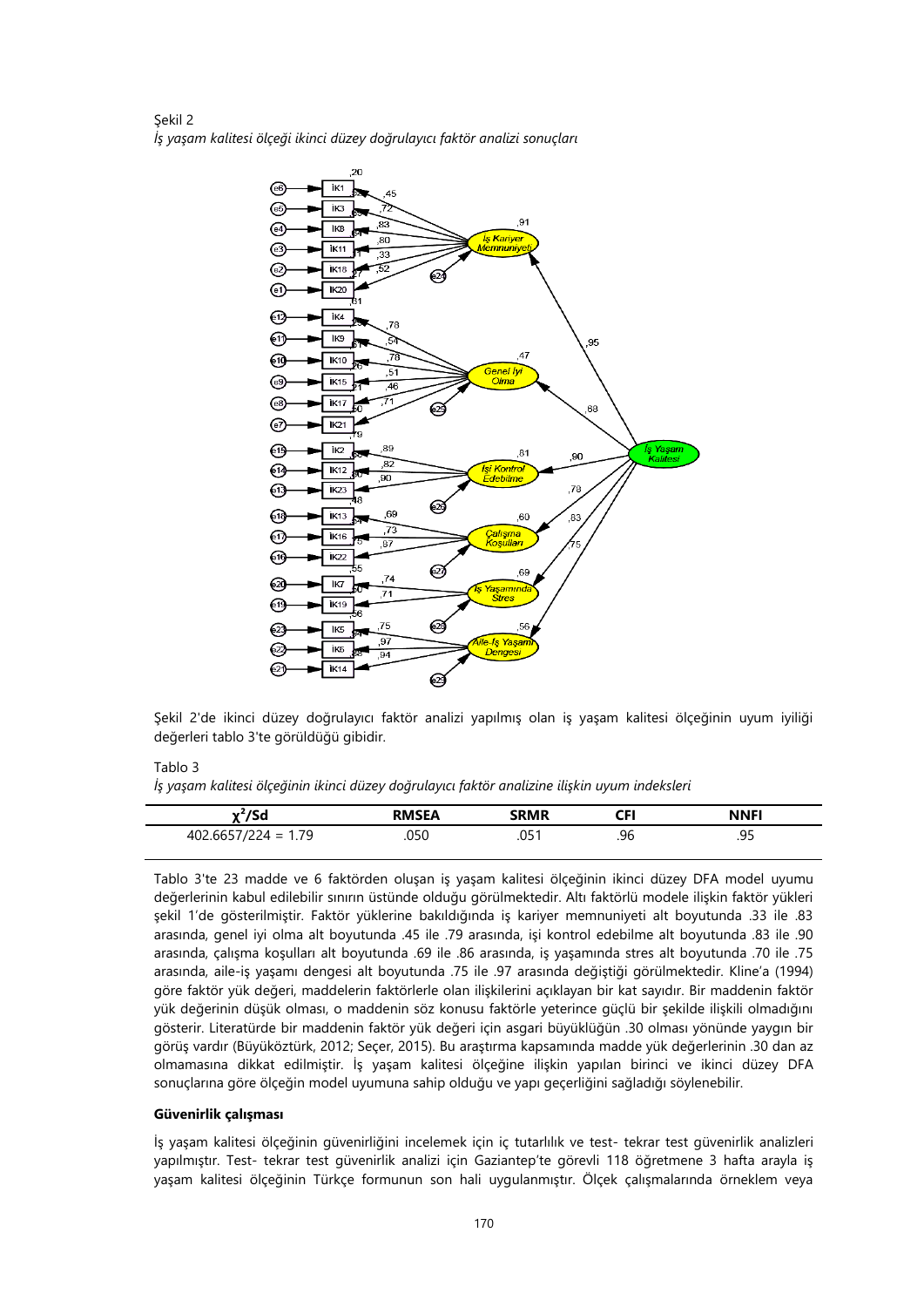Şekil 2

*İş yaşam kalitesi ölçeği ikinci düzey doğrulayıcı faktör analizi sonuçları*

Şekil 2'de ikinci düzey doğrulayıcı faktör analizi yapılmış olan iş yaşam kalitesi ölçeğinin uyum iyiliği değerleri tablo 3'te görüldüğü gibidir.

Tablo 3

*İş yaşam kalitesi ölçeğinin ikinci düzey doğrulayıcı faktör analizine ilişkin uyum indeksleri*

| $\chi^2$/Sd | RMSEA | SRMR | CFI | NNFI |
|---|---|---|---|---|
| 402.6657/224 = 1.79 | .050 | .051 | .96 | .95 |

Tablo 3'te 23 madde ve 6 faktörden oluşan iş yaşam kalitesi ölçeğinin ikinci düzey DFA model uyumu değerlerinin kabul edilebilir sınırın üstünde olduğu görülmektedir. Altı faktörlü modele ilişkin faktör yükleri şekil 1'de gösterilmiştir. Faktör yüklerine bakıldığında iş kariyer memnuniyeti alt boyutunda .33 ile .83 arasında, genel iyi olma alt boyutunda .45 ile .79 arasında, işi kontrol edebilme alt boyutunda .83 ile .90 arasında, çalışma koşulları alt boyutunda .69 ile .86 arasında, iş yaşamında stres alt boyutunda .70 ile .75 arasında, aile-iş yaşamı dengesi alt boyutunda .75 ile .97 arasında değiştiği görülmektedir. Kline'a (1994) göre faktör yük değeri, maddelerin faktörlerle olan ilişkilerini açıklayan bir kat sayıdır. Bir maddenin faktör yük değerinin düşük olması, o maddenin söz konusu faktörle yeterince güçlü bir şekilde ilişkili olmadığını gösterir. Literatürde bir maddenin faktör yük değeri için asgari büyüklüğün .30 olması yönünde yaygın bir görüş vardır (Büyüköztürk, 2012; Seçer, 2015). Bu araştırma kapsamında madde yük değerlerinin .30 dan az olmamasına dikkat edilmiştir. İş yaşam kalitesi ölçeğine ilişkin yapılan birinci ve ikinci düzey DFA sonuçlarına göre ölçeğin model uyumuna sahip olduğu ve yapı geçerliliği sağladığı söylenebilir.

**Güvenirlik çalışması**

İş yaşam kalitesi ölçeğinin güvenirliğini incelemek için iç tutarlılık ve test- tekrar test güvenirlik analizleri yapılmıştır. Test- tekrar test güvenirlik analizi için Gaziantep'te görevli 118 öğretmene 3 hafta arayla iş yaşam kalitesi ölçeğinin Türkçe formunun son hali uygulanmıştır. Ölçek çalışmalarında örneklem veya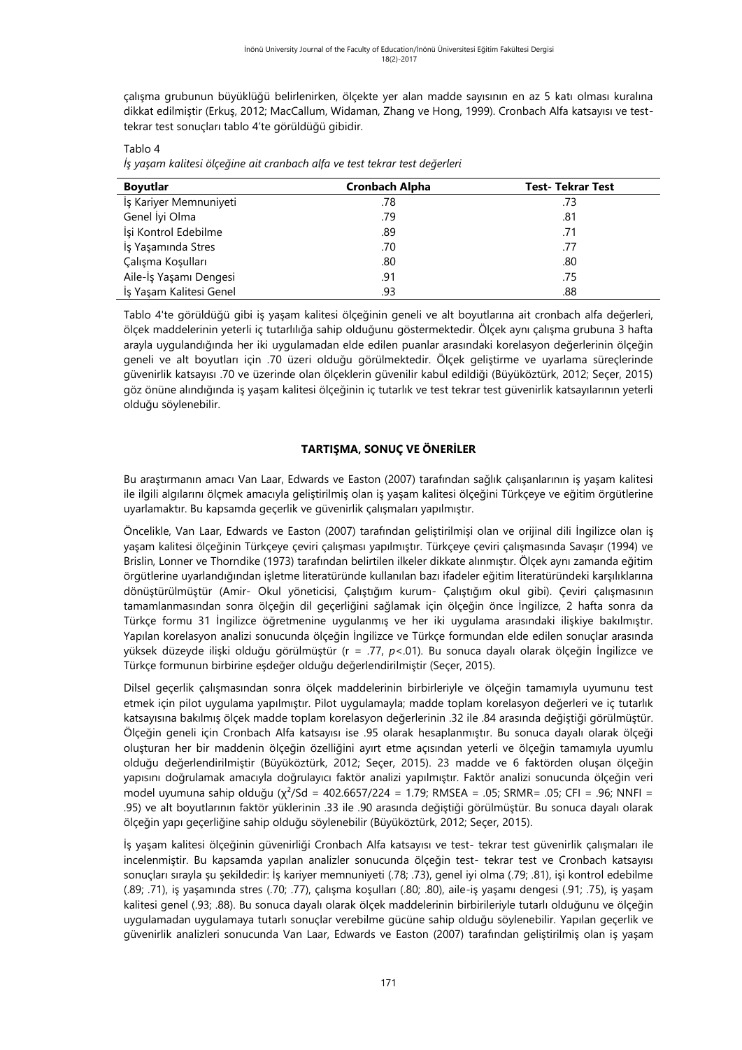çalışma grubunun büyüklüğü belirlenirken, ölçekte yer alan madde sayısının en az 5 katı olması kuralına dikkat edilmiştir (Erkuş, 2012; MacCallum, Widaman, Zhang ve Hong, 1999). Cronbach Alfa katsayısı ve test-tekrar test sonuçları tablo 4'te görüldüğü gibidir.

Tablo 4
*İş yaşam kalitesi ölçeğine ait cranbach alfa ve test tekrar test değerleri*

| Boyutlar | Cronbach Alpha | Test- Tekrar Test |
|---|---|---|
| İş Kariyer Memnuniyeti | .78 | .73 |
| Genel İyi Olma | .79 | .81 |
| İşi Kontrol Edebilme | .89 | .71 |
| İş Yaşamında Stres | .70 | .77 |
| Çalışma Koşulları | .80 | .80 |
| Aile-İş Yaşamı Dengesi | .91 | .75 |
| İş Yaşam Kalitesi Genel | .93 | .88 |

Tablo 4'te görüldüğü gibi iş yaşam kalitesi ölçeğinin geneli ve alt boyutlarına ait cronbach alfa değerleri, ölçek maddelerinin yeterli iç tutarlılığa sahip olduğunu göstermektedir. Ölçek aynı çalışma grubuna 3 hafta arayla uygulandığında her iki uygulamadan elde edilen puanlar arasındaki korelasyon değerlerinin ölçeğin geneli ve alt boyutları için .70 üzeri olduğu görülmektedir. Ölçek geliştirme ve uyarlama süreçlerinde güvenirlik katsayısı .70 ve üzerinde olan ölçeklerin güvenilir kabul edildiği (Büyüköztürk, 2012; Seçer, 2015) göz önüne alındığında iş yaşam kalitesi ölçeğinin iç tutarlık ve test tekrar test güvenirlik katsayılarının yeterli olduğu söylenebilir.

## TARTIŞMA, SONUÇ VE ÖNERİLER

Bu araştırmanın amacı Van Laar, Edwards ve Easton (2007) tarafından sağlık çalışanlarının iş yaşam kalitesi ile ilgili algılarını ölçmek amacıyla geliştirilmiş olan iş yaşam kalitesi ölçeğini Türkçeye ve eğitim örgütlerine uyarlamaktır. Bu kapsamda geçerlik ve güvenirlik çalışmaları yapılmıştır.

Öncelikle, Van Laar, Edwards ve Easton (2007) tarafından geliştirilmişi olan ve orijinal dili İngilizce olan iş yaşam kalitesi ölçeğinin Türkçeye çeviri çalışması yapılmıştır. Türkçeye çeviri çalışmasında Savaşır (1994) ve Brislin, Lonner ve Thorndike (1973) tarafından belirtilen ilkeler dikkate alınmıştır. Ölçek aynı zamanda eğitim örgütlerine uyarlandığından işletme literatüründe kullanılan bazı ifadeler eğitim literatüründeki karşılıklarına dönüştürülmüştür (Amir- Okul yöneticisi, Çalıştığım kurum- Çalıştığım okul gibi). Çeviri çalışmasının tamamlanmasından sonra ölçeğin dil geçerliğini sağlamak için ölçeğin önce İngilizce, 2 hafta sonra da Türkçe formu 31 İngilizce öğretmenine uygulanmış ve her iki uygulama arasındaki ilişkiye bakılmıştır. Yapılan korelasyon analizi sonucunda ölçeğin İngilizce ve Türkçe formundan elde edilen sonuçlar arasında yüksek düzeyde ilişki olduğu görülmüştür ($r$ = .77, $p$<.01). Bu sonuca dayalı olarak ölçeğin İngilizce ve Türkçe formunun birbirine eşdeğer olduğu değerlendirilmiştir (Seçer, 2015).

Dilsel geçerlik çalışmasından sonra ölçek maddelerinin birbirleriyle ve ölçeğin tamamıyla uyumunu test etmek için pilot uygulama yapılmıştır. Pilot uygulamayla; madde toplam korelasyon değerleri ve iç tutarlık katsayısına bakılmış ölçek madde toplam korelasyon değerlerinin .32 ile .84 arasında değiştiği görülmüştür. Ölçeğin geneli için Cronbach Alfa katsayısı ise .95 olarak hesaplanmıştır. Bu sonuca dayalı olarak ölçeği oluşturan her bir maddenin ölçeğin özelliğini ayırt etme açısından yeterli ve ölçeğin tamamıyla uyumlu olduğu değerlendirilmiştir (Büyüköztürk, 2012; Seçer, 2015). 23 madde ve 6 faktörden oluşan ölçeğin yapısını doğrulamak amacıyla doğrulayıcı faktör analizi yapılmıştır. Faktör analizi sonucunda ölçeğin veri model uyumuna sahip olduğu ($\chi^2$/Sd = 402.6657/224 = 1.79; RMSEA = .05; SRMR= .05; CFI = .96; NNFI = .95) ve alt boyutlarının faktör yüklerinin .33 ile .90 arasında değiştiği görülmüştür. Bu sonuca dayalı olarak ölçeğin yapı geçerliğine sahip olduğu söylenebilir (Büyüköztürk, 2012; Seçer, 2015).

İş yaşam kalitesi ölçeğinin güvenirliği Cronbach Alfa katsayısı ve test- tekrar test güvenirlik çalışmaları ile incelenmiştir. Bu kapsamda yapılan analizler sonucunda ölçeğin test- tekrar test ve Cronbach katsayısı sonuçları sırayla şu şekildedir: İş kariyer memnuniyeti (.78; .73), genel iyi olma (.79; .81), işi kontrol edebilme (.89; .71), iş yaşamında stres (.70; .77), çalışma koşulları (.80; .80), aile-iş yaşamı dengesi (.91; .75), iş yaşam kalitesi genel (.93; .88). Bu sonuca dayalı olarak ölçek maddelerinin birbirileriyle tutarlı olduğunu ve ölçeğin uygulamadan uygulamaya tutarlı sonuçlar verebilme gücüne sahip olduğu söylenebilir. Yapılan geçerlik ve güvenirlik analizleri sonucunda Van Laar, Edwards ve Easton (2007) tarafından geliştirilmiş olan iş yaşam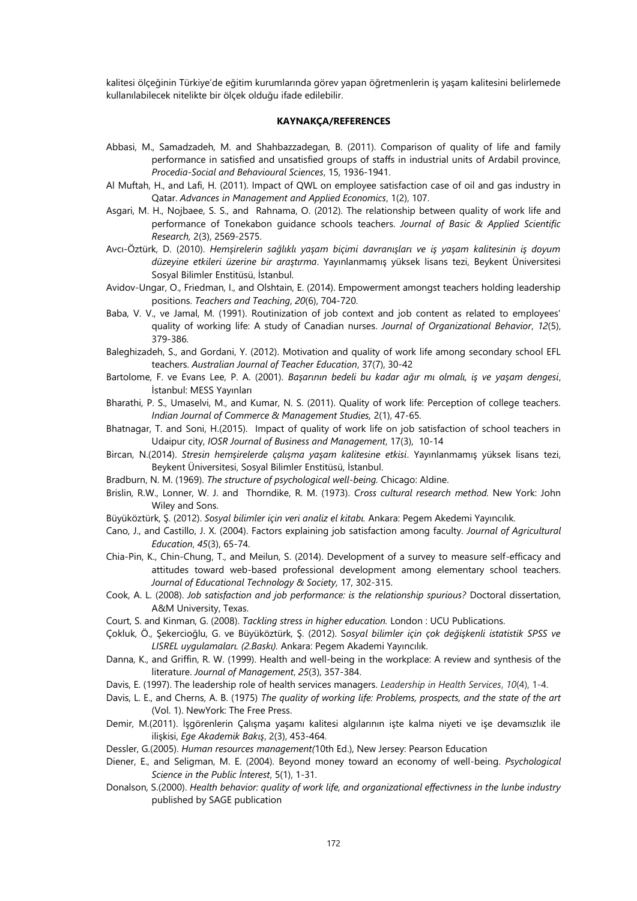kalitesi ölçeğinin Türkiye'de eğitim kurumlarında görev yapan öğretmenlerin iş yaşam kalitesini belirlemede kullanılabilecek nitelikte bir ölçek olduğu ifade edilebilir.

## KAYNAKÇA/REFERENCES

Abbasi, M., Samadzadeh, M. and Shahbazzadegan, B. (2011). Comparison of quality of life and family performance in satisfied and unsatisfied groups of staffs in industrial units of Ardabil province, *Procedia-Social and Behavioural Sciences*, 15, 1936-1941.

Al Muftah, H., and Lafi, H. (2011). Impact of QWL on employee satisfaction case of oil and gas industry in Qatar. *Advances in Management and Applied Economics*, 1(2), 107.

Asgari, M. H., Nojbaee, S. S., and Rahnama, O. (2012). The relationship between quality of work life and performance of Tonekabon guidance schools teachers. *Journal of Basic & Applied Scientific Research,* 2(3), 2569-2575.

Avcı-Öztürk, D. (2010). *Hemşirelerin sağlıklı yaşam biçimi davranışları ve iş yaşam kalitesinin iş doyum düzeyine etkileri üzerine bir araştırma*. Yayınlanmamış yüksek lisans tezi, Beykent Üniversitesi Sosyal Bilimler Enstitüsü, İstanbul.

Avidov-Ungar, O., Friedman, I., and Olshtain, E. (2014). Empowerment amongst teachers holding leadership positions. *Teachers and Teaching*, *20*(6), 704-720.

Baba, V. V., ve Jamal, M. (1991). Routinization of job context and job content as related to employees' quality of working life: A study of Canadian nurses. *Journal of Organizational Behavior*, *12*(5), 379-386.

Baleghizadeh, S., and Gordani, Y. (2012). Motivation and quality of work life among secondary school EFL teachers. *Australian Journal of Teacher Education*, 37(7), 30-42

Bartolome, F. ve Evans Lee, P. A. (2001). *Başarının bedeli bu kadar ağır mı olmalı, iş ve yaşam dengesi*, İstanbul: MESS Yayınları

Bharathi, P. S., Umaselvi, M., and Kumar, N. S. (2011). Quality of work life: Perception of college teachers. *Indian Journal of Commerce & Management Studies,* 2(1), 47-65.

Bhatnagar, T. and Soni, H.(2015). Impact of quality of work life on job satisfaction of school teachers in Udaipur city, *IOSR Journal of Business and Management*, 17(3), 10-14

Bircan, N.(2014). *Stresin hemşirelerde çalışma yaşam kalitesine etkisi*. Yayınlanmamış yüksek lisans tezi, Beykent Üniversitesi, Sosyal Bilimler Enstitüsü, İstanbul.

Bradburn, N. M. (1969). *The structure of psychological well-being.* Chicago: Aldine.

Brislin, R.W., Lonner, W. J. and Thorndike, R. M. (1973). *Cross cultural research method.* New York: John Wiley and Sons.

Büyüköztürk, Ş. (2012). *Sosyal bilimler için veri analiz el kitabı.* Ankara: Pegem Akedemi Yayıncılık.

Cano, J., and Castillo, J. X. (2004). Factors explaining job satisfaction among faculty. *Journal of Agricultural Education*, *45*(3), 65-74.

Chia-Pin, K., Chin-Chung, T., and Meilun, S. (2014). Development of a survey to measure self-efficacy and attitudes toward web-based professional development among elementary school teachers. *Journal of Educational Technology & Society,* 17, 302-315.

Cook, A. L. (2008). *Job satisfaction and job performance: is the relationship spurious?* Doctoral dissertation, A&M University, Texas.

Court, S. and Kinman, G. (2008). *Tackling stress in higher education.* London : UCU Publications.

Çokluk, Ö., Şekercioğlu, G. ve Büyüköztürk, Ş. (2012). *Sosyal bilimler için çok değişkenli istatistik SPSS ve LISREL uygulamaları. (2.Baskı).* Ankara: Pegem Akademi Yayıncılık.

Danna, K., and Griffin, R. W. (1999). Health and well-being in the workplace: A review and synthesis of the literature. *Journal of Management*, *25*(3), 357-384.

Davis, E. (1997). The leadership role of health services managers. *Leadership in Health Services*, *10*(4), 1-4.

Davis, L. E., and Cherns, A. B. (1975) *The quality of working life: Problems, prospects, and the state of the art* (Vol. 1). NewYork: The Free Press.

Demir, M.(2011). İşgörenlerin Çalışma yaşamı kalitesi algılarının işte kalma niyeti ve işe devamsızlık ile ilişkisi, *Ege Akademik Bakış*, 2(3), 453-464.

Dessler, G.(2005). *Human resources management(*10th Ed.), New Jersey: Pearson Education

Diener, E., and Seligman, M. E. (2004). Beyond money toward an economy of well-being. *Psychological Science in the Public İnterest*, 5(1), 1-31.

Donalson, S.(2000). *Health behavior: quality of work life, and organizational effectivness in the lunbe industry* published by SAGE publication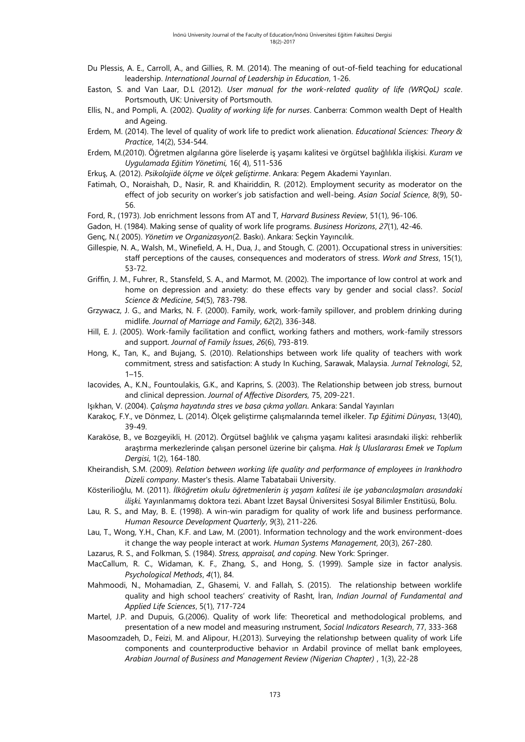Du Plessis, A. E., Carroll, A., and Gillies, R. M. (2014). The meaning of out-of-field teaching for educational leadership. *International Journal of Leadership in Education*, 1-26.

Easton, S. and Van Laar, D.L (2012). *User manual for the work-related quality of life (WRQoL) scale*. Portsmouth, UK: University of Portsmouth.

Ellis, N., and Pompli, A. (2002). *Quality of working life for nurses*. Canberra: Common wealth Dept of Health and Ageing.

Erdem, M. (2014). The level of quality of work life to predict work alienation. *Educational Sciences: Theory & Practice*, 14(2), 534-544.

Erdem, M.(2010). Öğretmen algılarına göre liselerde iş yaşamı kalitesi ve örgütsel bağlılıkla ilişkisi. *Kuram ve Uygulamada Eğitim Yönetimi,* 16( 4), 511-536

Erkuş, A. (2012). *Psikolojide ölçme ve ölçek geliştirme*. Ankara: Pegem Akademi Yayınları.

Fatimah, O., Noraishah, D., Nasir, R. and Khairiddin, R. (2012). Employment security as moderator on the effect of job security on worker's job satisfaction and well-being. *Asian Social Science*, 8(9), 50-56.

Ford, R., (1973). Job enrichment lessons from AT and T, *Harvard Business Review*, 51(1), 96-106.

Gadon, H. (1984). Making sense of quality of work life programs. *Business Horizons*, *27*(1), 42-46.

Genç, N.( 2005). *Yönetim ve Organizasyon*(2. Baskı). Ankara: Seçkin Yayıncılık.

Gillespie, N. A., Walsh, M., Winefield, A. H., Dua, J., and Stough, C. (2001). Occupational stress in universities: staff perceptions of the causes, consequences and moderators of stress. *Work and Stress*, 15(1), 53-72.

Griffin, J. M., Fuhrer, R., Stansfeld, S. A., and Marmot, M. (2002). The importance of low control at work and home on depression and anxiety: do these effects vary by gender and social class?. *Social Science & Medicine*, *54*(5), 783-798.

Grzywacz, J. G., and Marks, N. F. (2000). Family, work, work-family spillover, and problem drinking during midlife. *Journal of Marriage and Family*, *62*(2), 336-348.

Hill, E. J. (2005). Work-family facilitation and conflict, working fathers and mothers, work-family stressors and support. *Journal of Family İssues*, *26*(6), 793-819.

Hong, K., Tan, K., and Bujang, S. (2010). Relationships between work life quality of teachers with work commitment, stress and satisfaction: A study In Kuching, Sarawak, Malaysia. *Jurnal Teknologi*, 52, 1–15.

Iacovides, A., K.N., Fountoulakis, G.K., and Kaprins, S. (2003). The Relationship between job stress, burnout and clinical depression. *Journal of Affective Disorders,* 75, 209-221.

Işıkhan, V. (2004). *Çalışma hayatında stres ve basa çıkma yolları*. Ankara: Sandal Yayınları

Karakoç, F.Y., ve Dönmez, L. (2014). Ölçek geliştirme çalışmalarında temel ilkeler. *Tıp Eğitimi Dünyası*, 13(40), 39-49.

Karaköse, B., ve Bozgeyikli, H. (2012). Örgütsel bağlılık ve çalışma yaşamı kalitesi arasındaki ilişki: rehberlik araştırma merkezlerinde çalışan personel üzerine bir çalışma. *Hak İş Uluslararası Emek ve Toplum Dergisi*, 1(2), 164-180.

Kheirandish, S.M. (2009). *Relation between working life quality and performance of employees in Irankhodro Dizeli company*. Master's thesis. Alame Tabatabaii University.

Kösterilioğlu, M. (2011). *İlköğretim okulu öğretmenlerin iş yaşam kalitesi ile işe yabancılaşmaları arasındaki ilişki.* Yayınlanmamış doktora tezi. Abant İzzet Baysal Üniversitesi Sosyal Bilimler Enstitüsü, Bolu.

Lau, R. S., and May, B. E. (1998). A win-win paradigm for quality of work life and business performance. *Human Resource Development Quarterly*, *9*(3), 211-226.

Lau, T., Wong, Y.H., Chan, K.F. and Law, M. (2001). Information technology and the work environment-does it change the way people interact at work. *Human Systems Management*, 20(3), 267-280.

Lazarus, R. S., and Folkman, S. (1984). *Stress, appraisal, and coping.* New York: Springer.

MacCallum, R. C., Widaman, K. F., Zhang, S., and Hong, S. (1999). Sample size in factor analysis. *Psychological Methods*, *4*(1), 84.

Mahmoodi, N., Mohamadian, Z., Ghasemi, V. and Fallah, S. (2015). The relationship between worklife quality and high school teachers' creativity of Rasht, İran, *Indian Journal of Fundamental and Applied Life Sciences*, 5(1), 717-724

Martel, J.P. and Dupuis, G.(2006). Quality of work life: Theoretical and methodological problems, and presentation of a new model and measuring ınstrument, *Social Indicators Research*, 77, 333-368

Masoomzadeh, D., Feizi, M. and Alipour, H.(2013). Surveying the relationshıp between quality of work Life components and counterproductive behavior ın Ardabil province of mellat bank employees, *Arabian Journal of Business and Management Review (Nigerian Chapter)* , 1(3), 22-28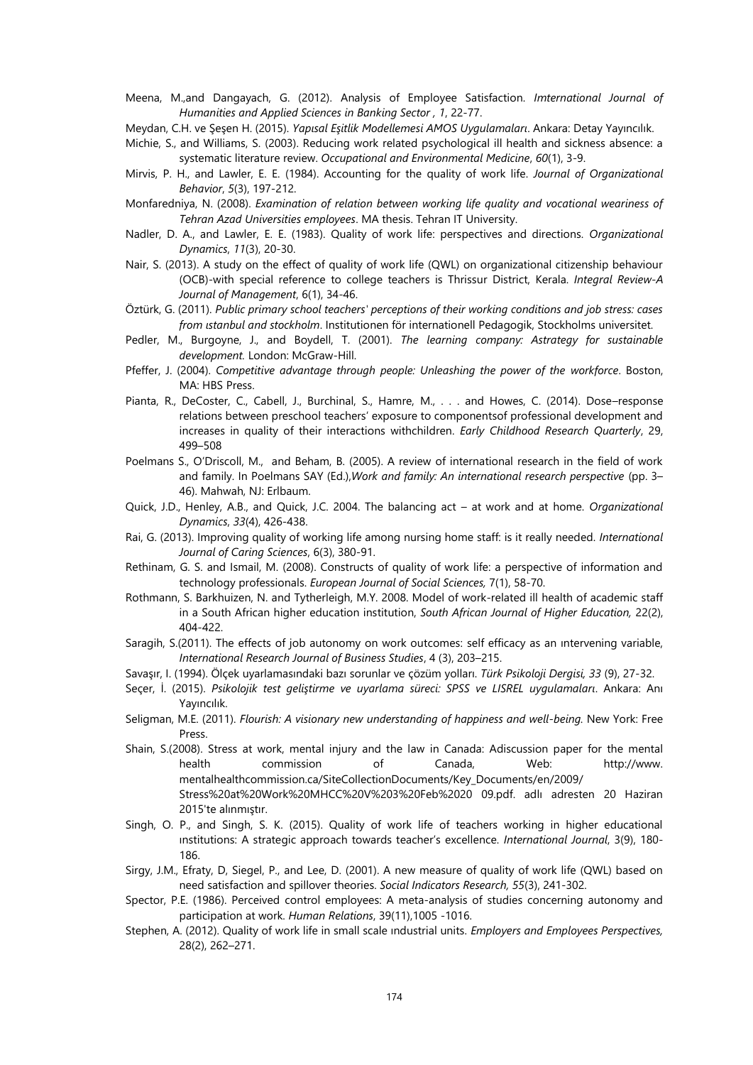Meena, M.,and Dangayach, G. (2012). Analysis of Employee Satisfaction. *Imternational Journal of Humanities and Applied Sciences in Banking Sector , 1*, 22-77.

Meydan, C.H. ve Şeşen H. (2015). *Yapısal Eşitlik Modellemesi AMOS Uygulamaları*. Ankara: Detay Yayıncılık.

Michie, S., and Williams, S. (2003). Reducing work related psychological ill health and sickness absence: a systematic literature review. *Occupational and Environmental Medicine*, *60*(1), 3-9.

Mirvis, P. H., and Lawler, E. E. (1984). Accounting for the quality of work life. *Journal of Organizational Behavior*, *5*(3), 197-212.

Monfaredniya, N. (2008). *Examination of relation between working life quality and vocational weariness of Tehran Azad Universities employees*. MA thesis. Tehran IT University.

Nadler, D. A., and Lawler, E. E. (1983). Quality of work life: perspectives and directions. *Organizational Dynamics*, *11*(3), 20-30.

Nair, S. (2013). A study on the effect of quality of work life (QWL) on organizational citizenship behaviour (OCB)-with special reference to college teachers is Thrissur District, Kerala. *Integral Review-A Journal of Management*, 6(1), 34-46.

Öztürk, G. (2011). *Public primary school teachers' perceptions of their working conditions and job stress: cases from ıstanbul and stockholm*. Institutionen för internationell Pedagogik, Stockholms universitet.

Pedler, M., Burgoyne, J., and Boydell, T. (2001). *The learning company: Astrategy for sustainable development.* London: McGraw-Hill.

Pfeffer, J. (2004). *Competitive advantage through people: Unleashing the power of the workforce*. Boston, MA: HBS Press.

Pianta, R., DeCoster, C., Cabell, J., Burchinal, S., Hamre, M., . . . and Howes, C. (2014). Dose–response relations between preschool teachers' exposure to componentsof professional development and increases in quality of their interactions withchildren. *Early Childhood Research Quarterly*, 29, 499–508

Poelmans S., O'Driscoll, M., and Beham, B. (2005). A review of international research in the field of work and family. In Poelmans SAY (Ed.),*Work and family: An international research perspective* (pp. 3–46). Mahwah, NJ: Erlbaum.

Quick, J.D., Henley, A.B., and Quick, J.C. 2004. The balancing act – at work and at home. *Organizational Dynamics*, *33*(4), 426-438.

Rai, G. (2013). Improving quality of working life among nursing home staff: is it really needed. *International Journal of Caring Sciences*, 6(3), 380-91.

Rethinam, G. S. and Ismail, M. (2008). Constructs of quality of work life: a perspective of information and technology professionals. *European Journal of Social Sciences,* 7(1), 58-70.

Rothmann, S. Barkhuizen, N. and Tytherleigh, M.Y. 2008. Model of work-related ill health of academic staff in a South African higher education institution, *South African Journal of Higher Education,* 22(2), 404-422.

Saragih, S.(2011). The effects of job autonomy on work outcomes: self efficacy as an ıntervening variable, *International Research Journal of Business Studies*, 4 (3), 203–215.

Savaşır, I. (1994). Ölçek uyarlamasındaki bazı sorunlar ve çözüm yolları. *Türk Psikoloji Dergisi, 33* (9), 27-32.

Seçer, İ. (2015). *Psikolojik test geliştirme ve uyarlama süreci: SPSS ve LISREL uygulamaları*. Ankara: Anı Yayıncılık.

Seligman, M.E. (2011). *Flourish: A visionary new understanding of happiness and well-being.* New York: Free Press.

Shain, S.(2008). Stress at work, mental injury and the law in Canada: Adiscussion paper for the mental health commission of Canada, Web: http://www. mentalhealthcommission.ca/SiteCollectionDocuments/Key_Documents/en/2009/ Stress%20at%20Work%20MHCC%20V%203%20Feb%2020 09.pdf. adlı adresten 20 Haziran 2015'te alınmıştır.

Singh, O. P., and Singh, S. K. (2015). Quality of work life of teachers working in higher educational ınstitutions: A strategic approach towards teacher's excellence. *International Journal*, 3(9), 180-186.

Sirgy, J.M., Efraty, D, Siegel, P., and Lee, D. (2001). A new measure of quality of work life (QWL) based on need satisfaction and spillover theories. *Social Indicators Research, 55*(3), 241-302.

Spector, P.E. (1986). Perceived control employees: A meta-analysis of studies concerning autonomy and participation at work. *Human Relations*, 39(11),1005 -1016.

Stephen, A. (2012). Quality of work life in small scale ındustrial units. *Employers and Employees Perspectives,* 28(2), 262–271.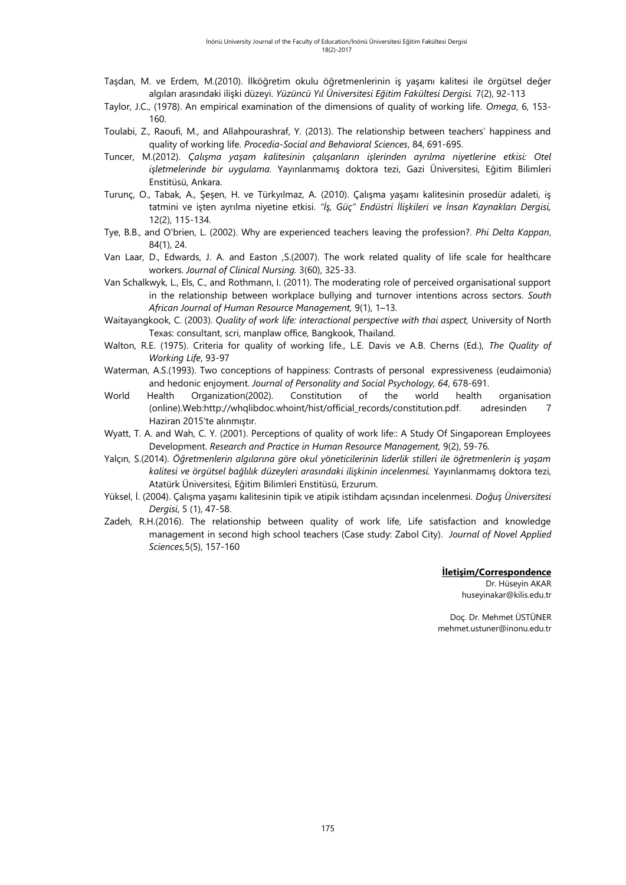Taşdan, M. ve Erdem, M.(2010). İlköğretim okulu öğretmenlerinin iş yaşamı kalitesi ile örgütsel değer algıları arasındaki ilişki düzeyi. *Yüzüncü Yıl Üniversitesi Eğitim Fakültesi Dergisi.* 7(2), 92-113

Taylor, J.C., (1978). An empirical examination of the dimensions of quality of working life. *Omega*, 6, 153-160.

Toulabi, Z., Raoufi, M., and Allahpourashraf, Y. (2013). The relationship between teachers' happiness and quality of working life. *Procedia-Social and Behavioral Sciences*, 84, 691-695.

Tuncer, M.(2012). *Çalışma yaşam kalitesinin çalışanların işlerinden ayrılma niyetlerine etkisi: Otel işletmelerinde bir uygulama.* Yayınlanmamış doktora tezi, Gazi Üniversitesi, Eğitim Bilimleri Enstitüsü, Ankara.

Turunç, O., Tabak, A., Şeşen, H. ve Türkyılmaz, A. (2010). Çalışma yaşamı kalitesinin prosedür adaleti, iş tatmini ve işten ayrılma niyetine etkisi. *"İş, Güç" Endüstri İlişkileri ve İnsan Kaynakları Dergisi,* 12(2), 115-134.

Tye, B.B., and O'brien, L. (2002). Why are experienced teachers leaving the profession?. *Phi Delta Kappan*, 84(1), 24.

Van Laar, D., Edwards, J. A. and Easton ,S.(2007). The work related quality of life scale for healthcare workers. *Journal of Clinical Nursing.* 3(60), 325-33.

Van Schalkwyk, L., Els, C., and Rothmann, I. (2011). The moderating role of perceived organisational support in the relationship between workplace bullying and turnover intentions across sectors. *South African Journal of Human Resource Management,* 9(1), 1–13.

Waitayangkook, C. (2003). *Quality of work life: interactional perspective with thai aspect,* University of North Texas: consultant, scri, manplaw office, Bangkook, Thailand.

Walton, R.E. (1975). Criteria for quality of working life., L.E. Davis ve A.B. Cherns (Ed.), *The Quality of Working Life*, 93-97

Waterman, A.S.(1993). Two conceptions of happiness: Contrasts of personal expressiveness (eudaimonia) and hedonic enjoyment. *Journal of Personality and Social Psychology, 64*, 678-691.

World Health Organization(2002). Constitution of the world health organisation (online).Web:http://whqlibdoc.whoint/hist/official_records/constitution.pdf. adresinden 7 Haziran 2015'te alınmıştır.

Wyatt, T. A. and Wah, C. Y. (2001). Perceptions of quality of work life:: A Study Of Singaporean Employees Development. *Research and Practice in Human Resource Management,* 9(2), 59-76.

Yalçın, S.(2014). *Öğretmenlerin algılarına göre okul yöneticilerinin liderlik stilleri ile öğretmenlerin iş yaşam kalitesi ve örgütsel bağlılık düzeyleri arasındaki ilişkinin incelenmesi.* Yayınlanmamış doktora tezi, Atatürk Üniversitesi, Eğitim Bilimleri Enstitüsü, Erzurum.

Yüksel, İ. (2004). Çalışma yaşamı kalitesinin tipik ve atipik istihdam açısından incelenmesi. *Doğuş Üniversitesi Dergisi*, 5 (1), 47-58.

Zadeh, R.H.(2016). The relationship between quality of work life, Life satisfaction and knowledge management in second high school teachers (Case study: Zabol City). *Journal of Novel Applied Sciences,*5(5), 157-160

**İletişim/Correspondence**

Dr. Hüseyin AKAR
huseyinakar@kilis.edu.tr

Doç. Dr. Mehmet ÜSTÜNER
mehmet.ustuner@inonu.edu.tr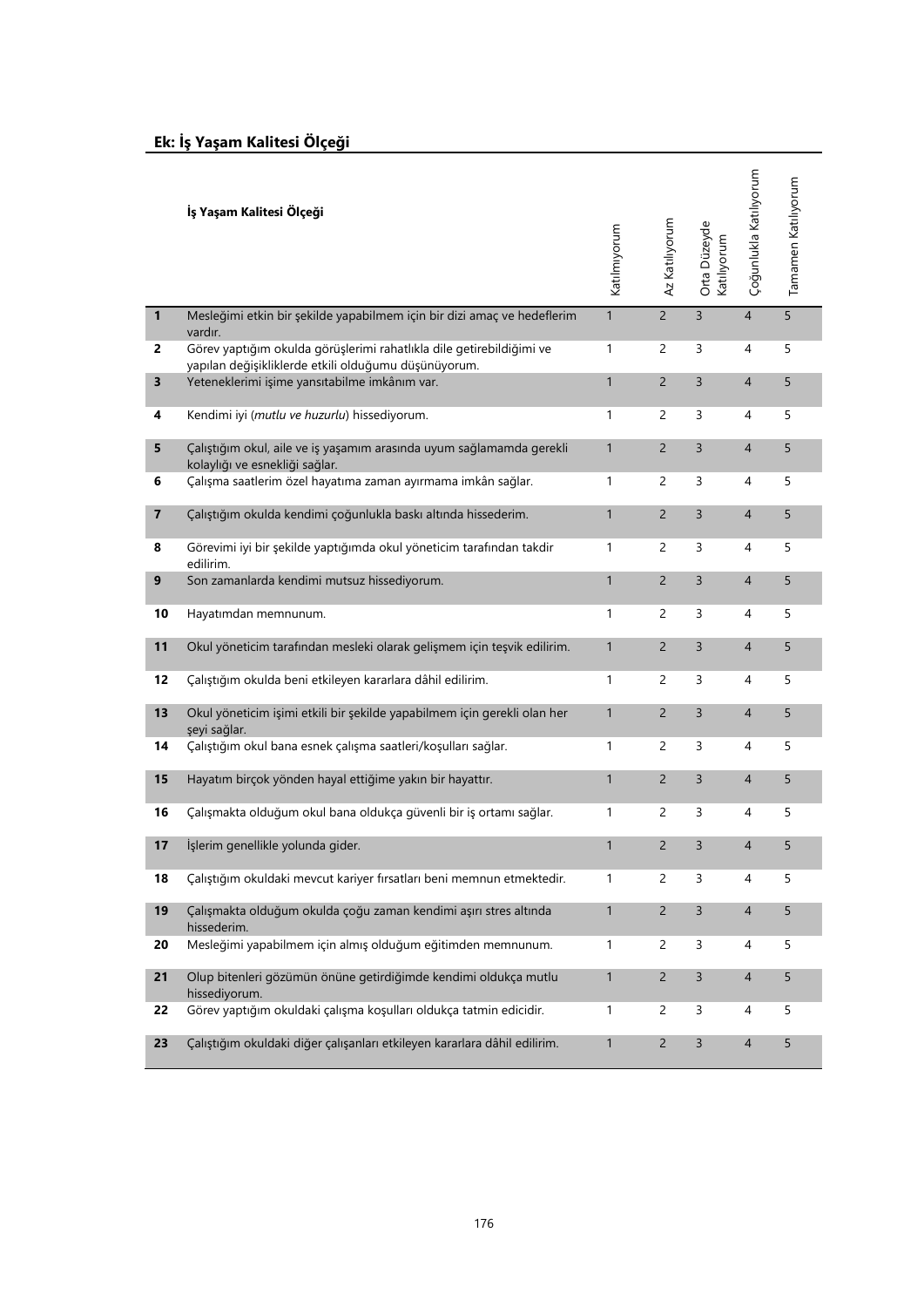## Ek: İş Yaşam Kalitesi Ölçeği

| | İş Yaşam Kalitesi Ölçeği | Katılmıyorum | Az Katılıyorum | Orta Düzeyde Katılıyorum | Çoğunlukla Katılıyorum | Tamamen Katılıyorum |
|---|---|---|---|---|---|---|
| **1** | Mesleğimi etkin bir şekilde yapabilmem için bir dizi amaç ve hedeflerim vardır. | 1 | 2 | 3 | 4 | 5 |
| **2** | Görev yaptığım okulda görüşlerimi rahatlıkla dile getirebildiğimi ve yapılan değişikliklerde etkili olduğumu düşünüyorum. | 1 | 2 | 3 | 4 | 5 |
| **3** | Yeteneklerimi işime yansıtabilme imkânım var. | 1 | 2 | 3 | 4 | 5 |
| **4** | Kendimi iyi (*mutlu ve huzurlu*) hissediyorum. | 1 | 2 | 3 | 4 | 5 |
| **5** | Çalıştığım okul, aile ve iş yaşamım arasında uyum sağlamamda gerekli kolaylığı ve esnekliği sağlar. | 1 | 2 | 3 | 4 | 5 |
| **6** | Çalışma saatlerim özel hayatıma zaman ayırmama imkân sağlar. | 1 | 2 | 3 | 4 | 5 |
| **7** | Çalıştığım okulda kendimi çoğunlukla baskı altında hissederim. | 1 | 2 | 3 | 4 | 5 |
| **8** | Görevimi iyi bir şekilde yaptığımda okul yöneticim tarafından takdir edilirim. | 1 | 2 | 3 | 4 | 5 |
| **9** | Son zamanlarda kendimi mutsuz hissediyorum. | 1 | 2 | 3 | 4 | 5 |
| **10** | Hayatımdan memnunum. | 1 | 2 | 3 | 4 | 5 |
| **11** | Okul yöneticim tarafından mesleki olarak gelişmem için teşvik edilirim. | 1 | 2 | 3 | 4 | 5 |
| **12** | Çalıştığım okulda beni etkileyen kararlara dâhil edilirim. | 1 | 2 | 3 | 4 | 5 |
| **13** | Okul yöneticim işimi etkili bir şekilde yapabilmem için gerekli olan her şeyi sağlar. | 1 | 2 | 3 | 4 | 5 |
| **14** | Çalıştığım okul bana esnek çalışma saatleri/koşulları sağlar. | 1 | 2 | 3 | 4 | 5 |
| **15** | Hayatım birçok yönden hayal ettiğime yakın bir hayattır. | 1 | 2 | 3 | 4 | 5 |
| **16** | Çalışmakta olduğum okul bana oldukça güvenli bir iş ortamı sağlar. | 1 | 2 | 3 | 4 | 5 |
| **17** | İşlerim genellikle yolunda gider. | 1 | 2 | 3 | 4 | 5 |
| **18** | Çalıştığım okuldaki mevcut kariyer fırsatları beni memnun etmektedir. | 1 | 2 | 3 | 4 | 5 |
| **19** | Çalışmakta olduğum okulda çoğu zaman kendimi aşırı stres altında hissederim. | 1 | 2 | 3 | 4 | 5 |
| **20** | Mesleğimi yapabilmem için almış olduğum eğitimden memnunum. | 1 | 2 | 3 | 4 | 5 |
| **21** | Olup bitenleri gözümün önüne getirdiğimde kendimi oldukça mutlu hissediyorum. | 1 | 2 | 3 | 4 | 5 |
| **22** | Görev yaptığım okuldaki çalışma koşulları oldukça tatmin edicidir. | 1 | 2 | 3 | 4 | 5 |
| **23** | Çalıştığım okuldaki diğer çalışanları etkileyen kararlara dâhil edilirim. | 1 | 2 | 3 | 4 | 5 |